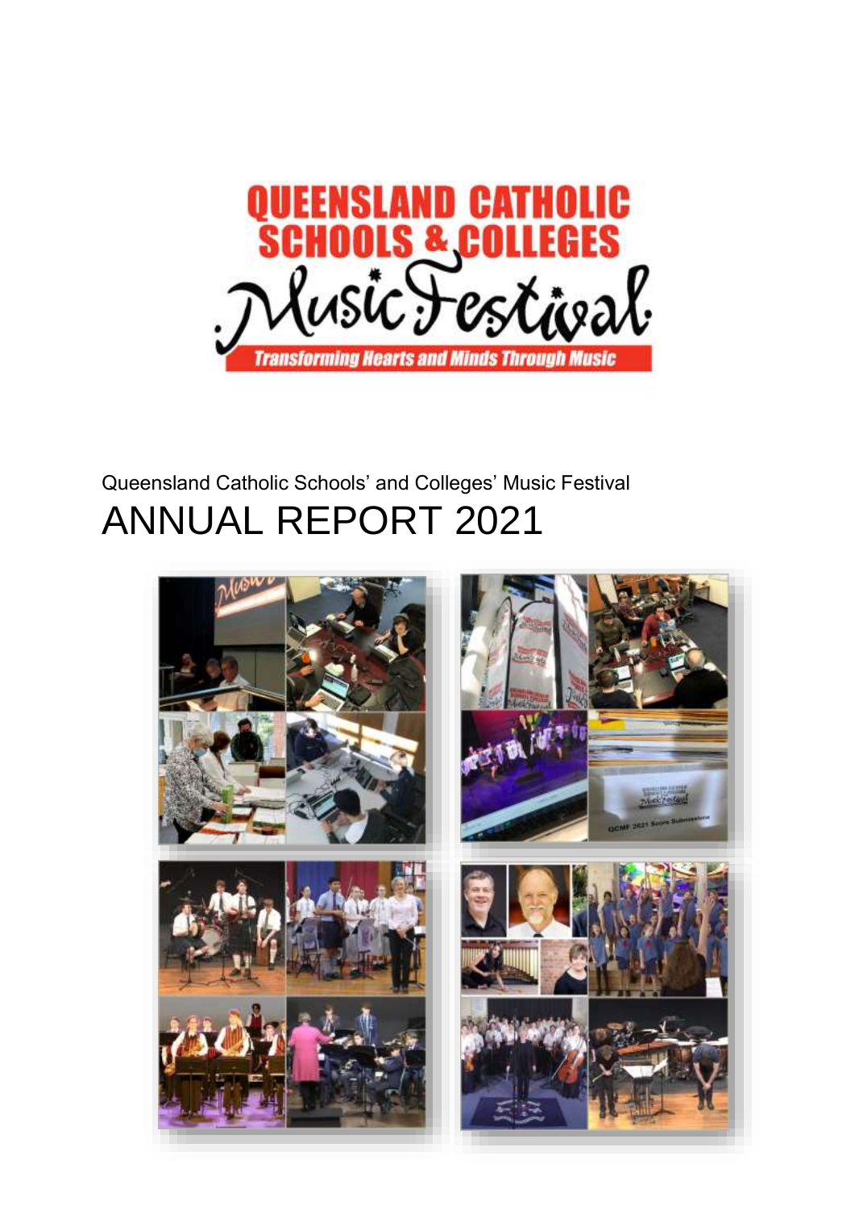QUEENSLAND CATHOLIC SCHOOLS & COLLEGES

Music Festival

Transforming Hearts and Minds Through Music

Queensland Catholic Schools' and Colleges' Music Festival

# ANNUAL REPORT 2021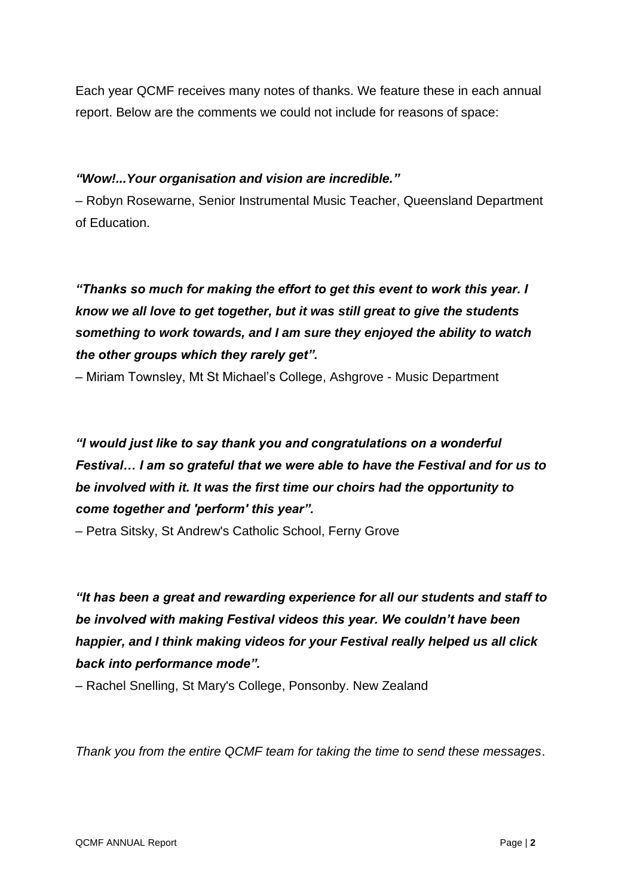Each year QCMF receives many notes of thanks. We feature these in each annual report. Below are the comments we could not include for reasons of space:

***"Wow!...Your organisation and vision are incredible."***

– Robyn Rosewarne, Senior Instrumental Music Teacher, Queensland Department of Education.

***"Thanks so much for making the effort to get this event to work this year. I know we all love to get together, but it was still great to give the students something to work towards, and I am sure they enjoyed the ability to watch the other groups which they rarely get".***

– Miriam Townsley, Mt St Michael's College, Ashgrove - Music Department

***"I would just like to say thank you and congratulations on a wonderful Festival… I am so grateful that we were able to have the Festival and for us to be involved with it. It was the first time our choirs had the opportunity to come together and 'perform' this year".***

– Petra Sitsky, St Andrew's Catholic School, Ferny Grove

***"It has been a great and rewarding experience for all our students and staff to be involved with making Festival videos this year. We couldn't have been happier, and I think making videos for your Festival really helped us all click back into performance mode".***

– Rachel Snelling, St Mary's College, Ponsonby. New Zealand

*Thank you from the entire QCMF team for taking the time to send these messages*.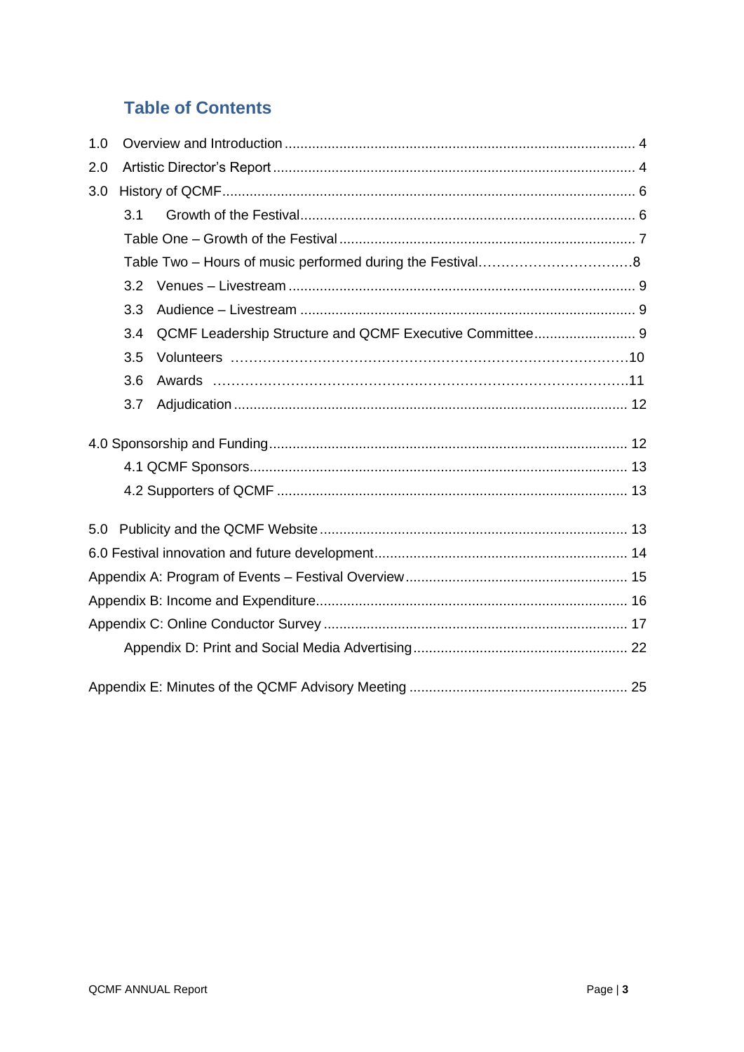## Table of Contents

1.0 Overview and Introduction ........................................................................................ 4

2.0 Artistic Director's Report ........................................................................................ 4

3.0 History of QCMF ........................................................................................................ 6

- 3.1 Growth of the Festival ............................................................................................ 6
- Table One – Growth of the Festival .......................................................................... 7
- Table Two – Hours of music performed during the Festival……………………………..8
- 3.2 Venues – Livestream ............................................................................................... 9
- 3.3 Audience – Livestream ............................................................................................ 9
- 3.4 QCMF Leadership Structure and QCMF Executive Committee .......................... 9
- 3.5 Volunteers ………………………………………………………………………….10
- 3.6 Awards ……………………………………………………………………………….11
- 3.7 Adjudication ............................................................................................................ 12

4.0 Sponsorship and Funding ........................................................................................ 12

- 4.1 QCMF Sponsors ...................................................................................................... 13
- 4.2 Supporters of QCMF ............................................................................................... 13

5.0 Publicity and the QCMF Website ............................................................................. 13

6.0 Festival innovation and future development ............................................................ 14

Appendix A: Program of Events – Festival Overview ................................................... 15

Appendix B: Income and Expenditure ............................................................................ 16

Appendix C: Online Conductor Survey ........................................................................... 17

- Appendix D: Print and Social Media Advertising ....................................................... 22

Appendix E: Minutes of the QCMF Advisory Meeting ................................................... 25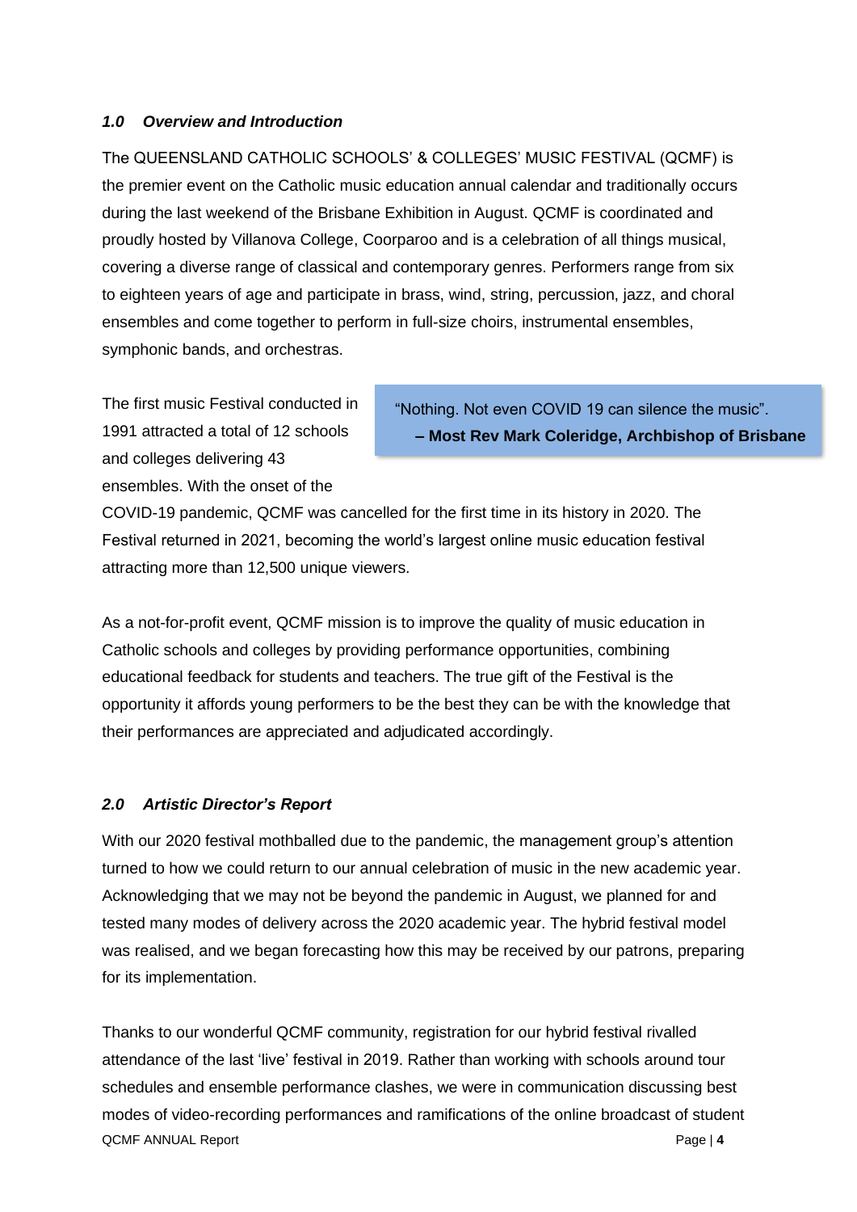### *1.0 Overview and Introduction*

The QUEENSLAND CATHOLIC SCHOOLS' & COLLEGES' MUSIC FESTIVAL (QCMF) is the premier event on the Catholic music education annual calendar and traditionally occurs during the last weekend of the Brisbane Exhibition in August. QCMF is coordinated and proudly hosted by Villanova College, Coorparoo and is a celebration of all things musical, covering a diverse range of classical and contemporary genres. Performers range from six to eighteen years of age and participate in brass, wind, string, percussion, jazz, and choral ensembles and come together to perform in full-size choirs, instrumental ensembles, symphonic bands, and orchestras.

> "Nothing. Not even COVID 19 can silence the music".
> **– Most Rev Mark Coleridge, Archbishop of Brisbane**

The first music Festival conducted in 1991 attracted a total of 12 schools and colleges delivering 43 ensembles. With the onset of the COVID-19 pandemic, QCMF was cancelled for the first time in its history in 2020. The Festival returned in 2021, becoming the world's largest online music education festival attracting more than 12,500 unique viewers.

As a not-for-profit event, QCMF mission is to improve the quality of music education in Catholic schools and colleges by providing performance opportunities, combining educational feedback for students and teachers. The true gift of the Festival is the opportunity it affords young performers to be the best they can be with the knowledge that their performances are appreciated and adjudicated accordingly.

### *2.0 Artistic Director's Report*

With our 2020 festival mothballed due to the pandemic, the management group's attention turned to how we could return to our annual celebration of music in the new academic year. Acknowledging that we may not be beyond the pandemic in August, we planned for and tested many modes of delivery across the 2020 academic year. The hybrid festival model was realised, and we began forecasting how this may be received by our patrons, preparing for its implementation.

Thanks to our wonderful QCMF community, registration for our hybrid festival rivalled attendance of the last 'live' festival in 2019. Rather than working with schools around tour schedules and ensemble performance clashes, we were in communication discussing best modes of video-recording performances and ramifications of the online broadcast of student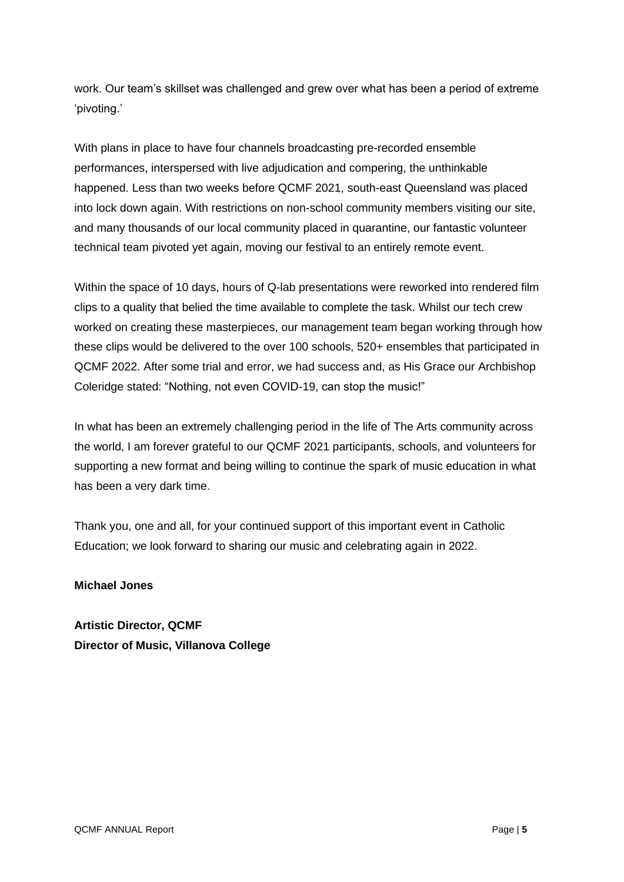work. Our team's skillset was challenged and grew over what has been a period of extreme 'pivoting.'

With plans in place to have four channels broadcasting pre-recorded ensemble performances, interspersed with live adjudication and compering, the unthinkable happened. Less than two weeks before QCMF 2021, south-east Queensland was placed into lock down again. With restrictions on non-school community members visiting our site, and many thousands of our local community placed in quarantine, our fantastic volunteer technical team pivoted yet again, moving our festival to an entirely remote event.

Within the space of 10 days, hours of Q-lab presentations were reworked into rendered film clips to a quality that belied the time available to complete the task. Whilst our tech crew worked on creating these masterpieces, our management team began working through how these clips would be delivered to the over 100 schools, 520+ ensembles that participated in QCMF 2022. After some trial and error, we had success and, as His Grace our Archbishop Coleridge stated: "Nothing, not even COVID-19, can stop the music!"

In what has been an extremely challenging period in the life of The Arts community across the world, I am forever grateful to our QCMF 2021 participants, schools, and volunteers for supporting a new format and being willing to continue the spark of music education in what has been a very dark time.

Thank you, one and all, for your continued support of this important event in Catholic Education; we look forward to sharing our music and celebrating again in 2022.

**Michael Jones**

**Artistic Director, QCMF**
**Director of Music, Villanova College**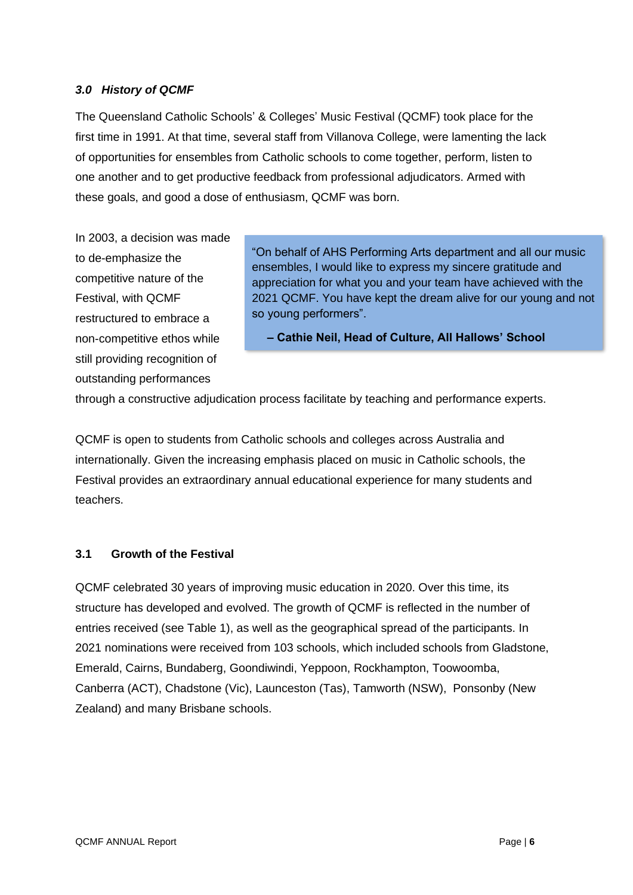### *3.0 History of QCMF*

The Queensland Catholic Schools' & Colleges' Music Festival (QCMF) took place for the first time in 1991. At that time, several staff from Villanova College, were lamenting the lack of opportunities for ensembles from Catholic schools to come together, perform, listen to one another and to get productive feedback from professional adjudicators. Armed with these goals, and good a dose of enthusiasm, QCMF was born.

In 2003, a decision was made to de-emphasize the competitive nature of the Festival, with QCMF restructured to embrace a non-competitive ethos while still providing recognition of outstanding performances through a constructive adjudication process facilitate by teaching and performance experts.

> "On behalf of AHS Performing Arts department and all our music ensembles, I would like to express my sincere gratitude and appreciation for what you and your team have achieved with the 2021 QCMF. You have kept the dream alive for our young and not so young performers".
>
> **– Cathie Neil, Head of Culture, All Hallows' School**

QCMF is open to students from Catholic schools and colleges across Australia and internationally. Given the increasing emphasis placed on music in Catholic schools, the Festival provides an extraordinary annual educational experience for many students and teachers.

### 3.1 Growth of the Festival

QCMF celebrated 30 years of improving music education in 2020. Over this time, its structure has developed and evolved. The growth of QCMF is reflected in the number of entries received (see Table 1), as well as the geographical spread of the participants. In 2021 nominations were received from 103 schools, which included schools from Gladstone, Emerald, Cairns, Bundaberg, Goondiwindi, Yeppoon, Rockhampton, Toowoomba, Canberra (ACT), Chadstone (Vic), Launceston (Tas), Tamworth (NSW), Ponsonby (New Zealand) and many Brisbane schools.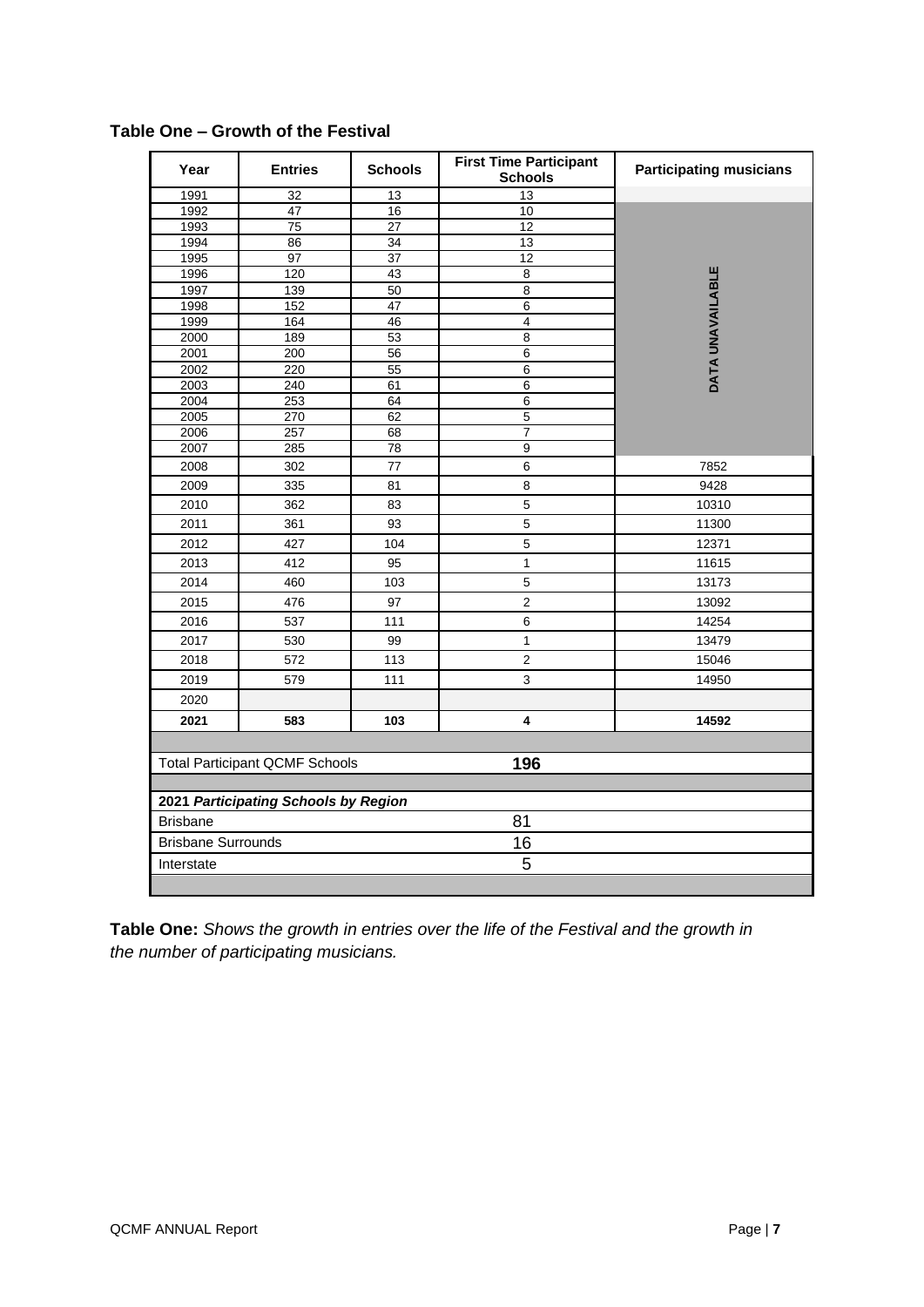## Table One – Growth of the Festival

| Year | Entries | Schools | First Time Participant Schools | Participating musicians |
|---|---|---|---|---|
| 1991 | 32 | 13 | 13 | |
| 1992 | 47 | 16 | 10 | DATA UNAVAILABLE |
| 1993 | 75 | 27 | 12 | |
| 1994 | 86 | 34 | 13 | |
| 1995 | 97 | 37 | 12 | |
| 1996 | 120 | 43 | 8 | |
| 1997 | 139 | 50 | 8 | |
| 1998 | 152 | 47 | 6 | |
| 1999 | 164 | 46 | 4 | |
| 2000 | 189 | 53 | 8 | |
| 2001 | 200 | 56 | 6 | |
| 2002 | 220 | 55 | 6 | |
| 2003 | 240 | 61 | 6 | |
| 2004 | 253 | 64 | 6 | |
| 2005 | 270 | 62 | 5 | |
| 2006 | 257 | 68 | 7 | |
| 2007 | 285 | 78 | 9 | |
| 2008 | 302 | 77 | 6 | 7852 |
| 2009 | 335 | 81 | 8 | 9428 |
| 2010 | 362 | 83 | 5 | 10310 |
| 2011 | 361 | 93 | 5 | 11300 |
| 2012 | 427 | 104 | 5 | 12371 |
| 2013 | 412 | 95 | 1 | 11615 |
| 2014 | 460 | 103 | 5 | 13173 |
| 2015 | 476 | 97 | 2 | 13092 |
| 2016 | 537 | 111 | 6 | 14254 |
| 2017 | 530 | 99 | 1 | 13479 |
| 2018 | 572 | 113 | 2 | 15046 |
| 2019 | 579 | 111 | 3 | 14950 |
| 2020 | | | | |
| **2021** | **583** | **103** | **4** | **14592** |

| Total Participant QCMF Schools | **196** |
|---|---|
| ***2021 Participating Schools by Region*** | |
| Brisbane | 81 |
| Brisbane Surrounds | 16 |
| Interstate | 5 |

**Table One:** *Shows the growth in entries over the life of the Festival and the growth in the number of participating musicians.*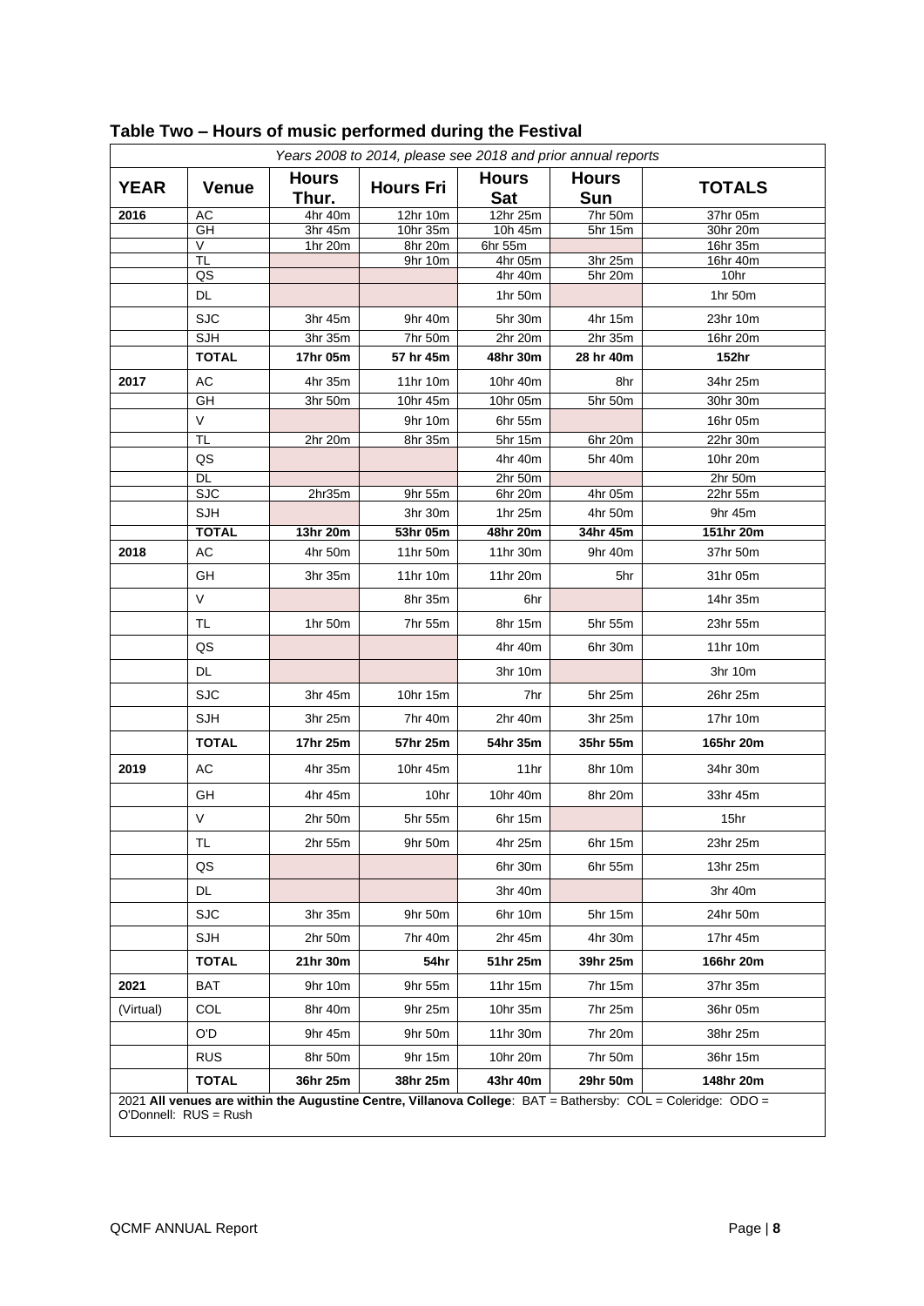## Table Two – Hours of music performed during the Festival

| *Years 2008 to 2014, please see 2018 and prior annual reports* | | | | | | |
|---|---|---|---|---|---|---|
| **YEAR** | **Venue** | **Hours Thur.** | **Hours Fri** | **Hours Sat** | **Hours Sun** | **TOTALS** |
| **2016** | AC | 4hr 40m | 12hr 10m | 12hr 25m | 7hr 50m | 37hr 05m |
| | GH | 3hr 45m | 10hr 35m | 10h 45m | 5hr 15m | 30hr 20m |
| | V | 1hr 20m | 8hr 20m | 6hr 55m | | 16hr 35m |
| | TL | | 9hr 10m | 4hr 05m | 3hr 25m | 16hr 40m |
| | QS | | | 4hr 40m | 5hr 20m | 10hr |
| | DL | | | 1hr 50m | | 1hr 50m |
| | SJC | 3hr 45m | 9hr 40m | 5hr 30m | 4hr 15m | 23hr 10m |
| | SJH | 3hr 35m | 7hr 50m | 2hr 20m | 2hr 35m | 16hr 20m |
| | **TOTAL** | **17hr 05m** | **57 hr 45m** | **48hr 30m** | **28 hr 40m** | **152hr** |
| **2017** | AC | 4hr 35m | 11hr 10m | 10hr 40m | 8hr | 34hr 25m |
| | GH | 3hr 50m | 10hr 45m | 10hr 05m | 5hr 50m | 30hr 30m |
| | V | | 9hr 10m | 6hr 55m | | 16hr 05m |
| | TL | 2hr 20m | 8hr 35m | 5hr 15m | 6hr 20m | 22hr 30m |
| | QS | | | 4hr 40m | 5hr 40m | 10hr 20m |
| | DL | | | 2hr 50m | | 2hr 50m |
| | SJC | 2hr35m | 9hr 55m | 6hr 20m | 4hr 05m | 22hr 55m |
| | SJH | | 3hr 30m | 1hr 25m | 4hr 50m | 9hr 45m |
| | **TOTAL** | **13hr 20m** | **53hr 05m** | **48hr 20m** | **34hr 45m** | **151hr 20m** |
| **2018** | AC | 4hr 50m | 11hr 50m | 11hr 30m | 9hr 40m | 37hr 50m |
| | GH | 3hr 35m | 11hr 10m | 11hr 20m | 5hr | 31hr 05m |
| | V | | 8hr 35m | 6hr | | 14hr 35m |
| | TL | 1hr 50m | 7hr 55m | 8hr 15m | 5hr 55m | 23hr 55m |
| | QS | | | 4hr 40m | 6hr 30m | 11hr 10m |
| | DL | | | 3hr 10m | | 3hr 10m |
| | SJC | 3hr 45m | 10hr 15m | 7hr | 5hr 25m | 26hr 25m |
| | SJH | 3hr 25m | 7hr 40m | 2hr 40m | 3hr 25m | 17hr 10m |
| | **TOTAL** | **17hr 25m** | **57hr 25m** | **54hr 35m** | **35hr 55m** | **165hr 20m** |
| **2019** | AC | 4hr 35m | 10hr 45m | 11hr | 8hr 10m | 34hr 30m |
| | GH | 4hr 45m | 10hr | 10hr 40m | 8hr 20m | 33hr 45m |
| | V | 2hr 50m | 5hr 55m | 6hr 15m | | 15hr |
| | TL | 2hr 55m | 9hr 50m | 4hr 25m | 6hr 15m | 23hr 25m |
| | QS | | | 6hr 30m | 6hr 55m | 13hr 25m |
| | DL | | | 3hr 40m | | 3hr 40m |
| | SJC | 3hr 35m | 9hr 50m | 6hr 10m | 5hr 15m | 24hr 50m |
| | SJH | 2hr 50m | 7hr 40m | 2hr 45m | 4hr 30m | 17hr 45m |
| | **TOTAL** | **21hr 30m** | **54hr** | **51hr 25m** | **39hr 25m** | **166hr 20m** |
| **2021** | BAT | 9hr 10m | 9hr 55m | 11hr 15m | 7hr 15m | 37hr 35m |
| (Virtual) | COL | 8hr 40m | 9hr 25m | 10hr 35m | 7hr 25m | 36hr 05m |
| | O'D | 9hr 45m | 9hr 50m | 11hr 30m | 7hr 20m | 38hr 25m |
| | RUS | 8hr 50m | 9hr 15m | 10hr 20m | 7hr 50m | 36hr 15m |
| | **TOTAL** | **36hr 25m** | **38hr 25m** | **43hr 40m** | **29hr 50m** | **148hr 20m** |

2021 **All venues are within the Augustine Centre, Villanova College**: BAT = Bathersby: COL = Coleridge: ODO = O'Donnell: RUS = Rush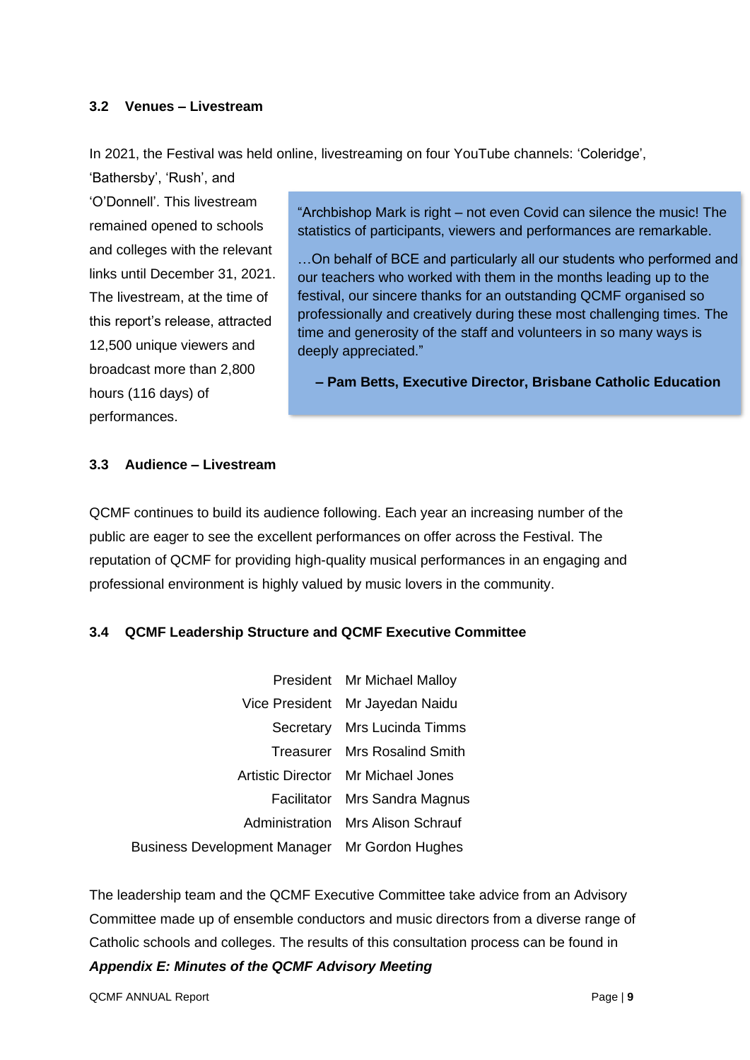### 3.2 Venues – Livestream

In 2021, the Festival was held online, livestreaming on four YouTube channels: 'Coleridge', 'Bathersby', 'Rush', and 'O'Donnell'. This livestream remained opened to schools and colleges with the relevant links until December 31, 2021. The livestream, at the time of this report's release, attracted 12,500 unique viewers and broadcast more than 2,800 hours (116 days) of performances.

> "Archbishop Mark is right – not even Covid can silence the music! The statistics of participants, viewers and performances are remarkable.
>
> …On behalf of BCE and particularly all our students who performed and our teachers who worked with them in the months leading up to the festival, our sincere thanks for an outstanding QCMF organised so professionally and creatively during these most challenging times. The time and generosity of the staff and volunteers in so many ways is deeply appreciated."
>
> **– Pam Betts, Executive Director, Brisbane Catholic Education**

### 3.3 Audience – Livestream

QCMF continues to build its audience following. Each year an increasing number of the public are eager to see the excellent performances on offer across the Festival. The reputation of QCMF for providing high-quality musical performances in an engaging and professional environment is highly valued by music lovers in the community.

### 3.4 QCMF Leadership Structure and QCMF Executive Committee

| | |
|---:|---|
| President | Mr Michael Malloy |
| Vice President | Mr Jayedan Naidu |
| Secretary | Mrs Lucinda Timms |
| Treasurer | Mrs Rosalind Smith |
| Artistic Director | Mr Michael Jones |
| Facilitator | Mrs Sandra Magnus |
| Administration | Mrs Alison Schrauf |
| Business Development Manager | Mr Gordon Hughes |

The leadership team and the QCMF Executive Committee take advice from an Advisory Committee made up of ensemble conductors and music directors from a diverse range of Catholic schools and colleges. The results of this consultation process can be found in ***Appendix E: Minutes of the QCMF Advisory Meeting***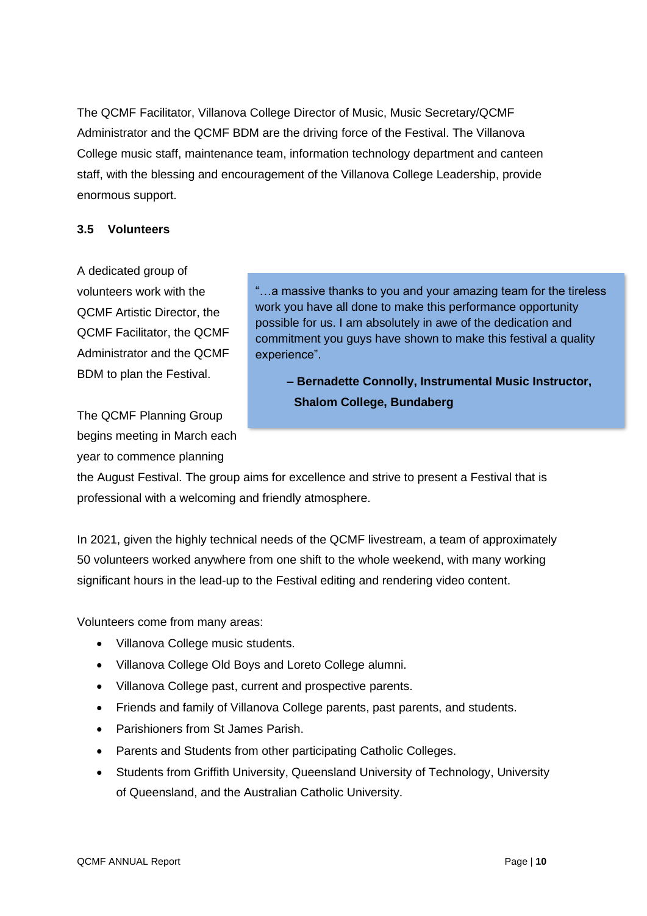The QCMF Facilitator, Villanova College Director of Music, Music Secretary/QCMF Administrator and the QCMF BDM are the driving force of the Festival. The Villanova College music staff, maintenance team, information technology department and canteen staff, with the blessing and encouragement of the Villanova College Leadership, provide enormous support.

### 3.5 Volunteers

A dedicated group of volunteers work with the QCMF Artistic Director, the QCMF Facilitator, the QCMF Administrator and the QCMF BDM to plan the Festival.

> "…a massive thanks to you and your amazing team for the tireless work you have all done to make this performance opportunity possible for us. I am absolutely in awe of the dedication and commitment you guys have shown to make this festival a quality experience".
>
> **– Bernadette Connolly, Instrumental Music Instructor, Shalom College, Bundaberg**

The QCMF Planning Group begins meeting in March each year to commence planning the August Festival. The group aims for excellence and strive to present a Festival that is professional with a welcoming and friendly atmosphere.

In 2021, given the highly technical needs of the QCMF livestream, a team of approximately 50 volunteers worked anywhere from one shift to the whole weekend, with many working significant hours in the lead-up to the Festival editing and rendering video content.

Volunteers come from many areas:

- Villanova College music students.
- Villanova College Old Boys and Loreto College alumni.
- Villanova College past, current and prospective parents.
- Friends and family of Villanova College parents, past parents, and students.
- Parishioners from St James Parish.
- Parents and Students from other participating Catholic Colleges.
- Students from Griffith University, Queensland University of Technology, University of Queensland, and the Australian Catholic University.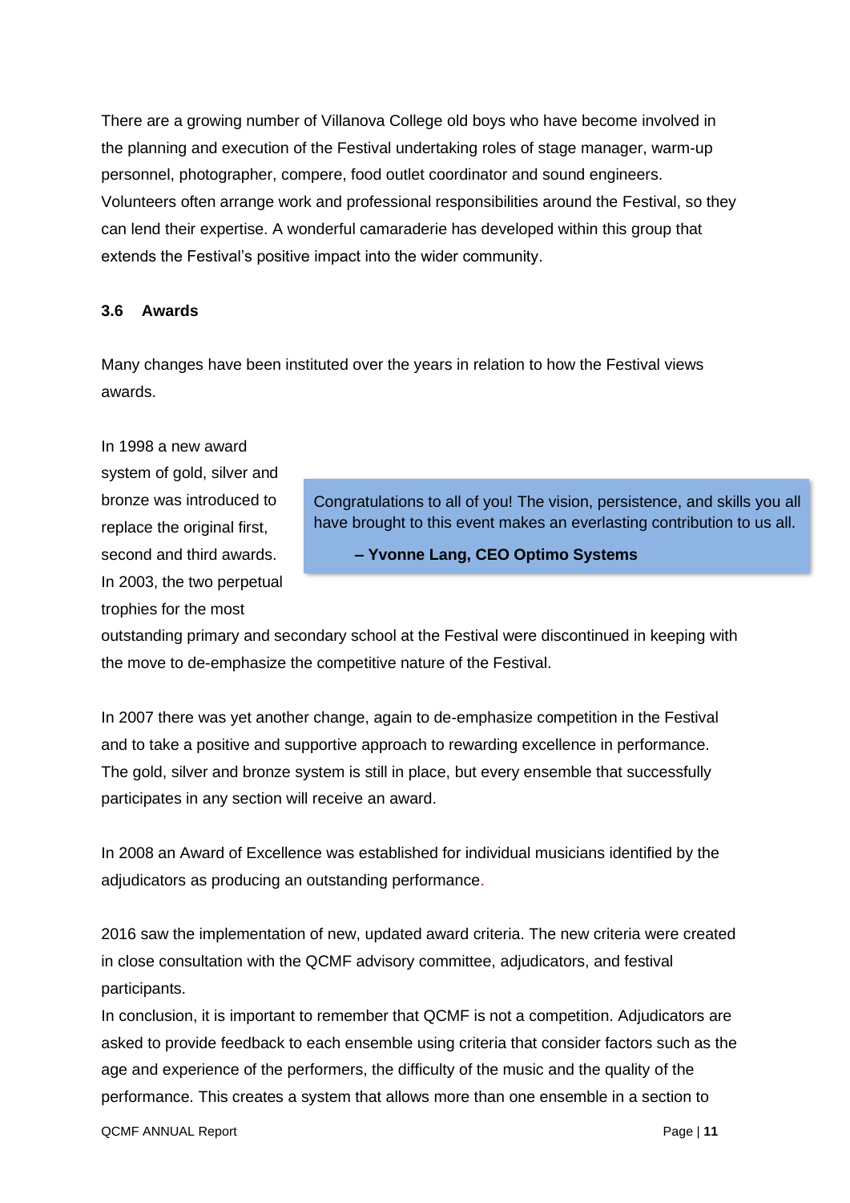There are a growing number of Villanova College old boys who have become involved in the planning and execution of the Festival undertaking roles of stage manager, warm-up personnel, photographer, compere, food outlet coordinator and sound engineers. Volunteers often arrange work and professional responsibilities around the Festival, so they can lend their expertise. A wonderful camaraderie has developed within this group that extends the Festival's positive impact into the wider community.

### 3.6 Awards

Many changes have been instituted over the years in relation to how the Festival views awards.

In 1998 a new award system of gold, silver and bronze was introduced to replace the original first, second and third awards. In 2003, the two perpetual trophies for the most outstanding primary and secondary school at the Festival were discontinued in keeping with the move to de-emphasize the competitive nature of the Festival.

> Congratulations to all of you! The vision, persistence, and skills you all have brought to this event makes an everlasting contribution to us all.
>
> **– Yvonne Lang, CEO Optimo Systems**

In 2007 there was yet another change, again to de-emphasize competition in the Festival and to take a positive and supportive approach to rewarding excellence in performance. The gold, silver and bronze system is still in place, but every ensemble that successfully participates in any section will receive an award.

In 2008 an Award of Excellence was established for individual musicians identified by the adjudicators as producing an outstanding performance.

2016 saw the implementation of new, updated award criteria. The new criteria were created in close consultation with the QCMF advisory committee, adjudicators, and festival participants.

In conclusion, it is important to remember that QCMF is not a competition. Adjudicators are asked to provide feedback to each ensemble using criteria that consider factors such as the age and experience of the performers, the difficulty of the music and the quality of the performance. This creates a system that allows more than one ensemble in a section to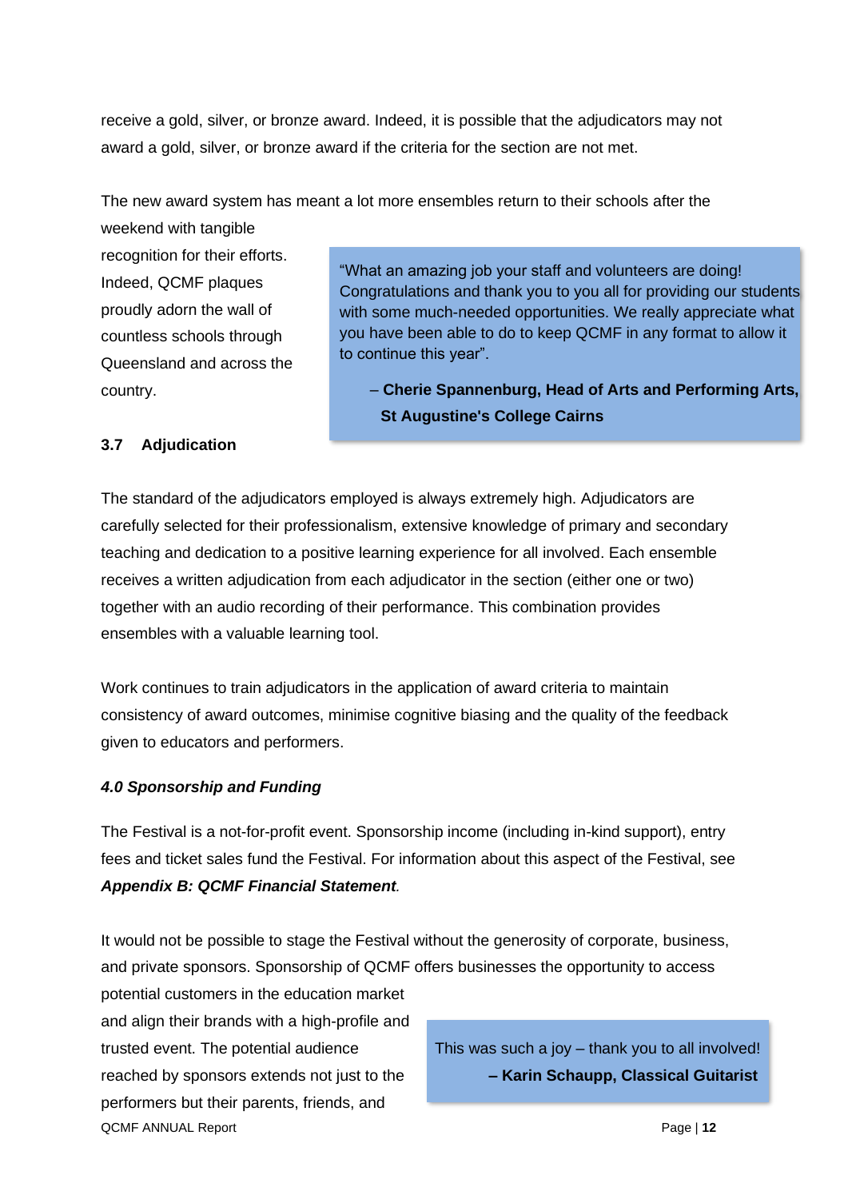receive a gold, silver, or bronze award. Indeed, it is possible that the adjudicators may not award a gold, silver, or bronze award if the criteria for the section are not met.

The new award system has meant a lot more ensembles return to their schools after the weekend with tangible recognition for their efforts. Indeed, QCMF plaques proudly adorn the wall of countless schools through Queensland and across the country.

> "What an amazing job your staff and volunteers are doing! Congratulations and thank you to you all for providing our students with some much-needed opportunities. We really appreciate what you have been able to do to keep QCMF in any format to allow it to continue this year".
>
> – **Cherie Spannenburg, Head of Arts and Performing Arts, St Augustine's College Cairns**

### 3.7 Adjudication

The standard of the adjudicators employed is always extremely high. Adjudicators are carefully selected for their professionalism, extensive knowledge of primary and secondary teaching and dedication to a positive learning experience for all involved. Each ensemble receives a written adjudication from each adjudicator in the section (either one or two) together with an audio recording of their performance. This combination provides ensembles with a valuable learning tool.

Work continues to train adjudicators in the application of award criteria to maintain consistency of award outcomes, minimise cognitive biasing and the quality of the feedback given to educators and performers.

## *4.0 Sponsorship and Funding*

The Festival is a not-for-profit event. Sponsorship income (including in-kind support), entry fees and ticket sales fund the Festival. For information about this aspect of the Festival, see ***Appendix B: QCMF Financial Statement***.

It would not be possible to stage the Festival without the generosity of corporate, business, and private sponsors. Sponsorship of QCMF offers businesses the opportunity to access potential customers in the education market and align their brands with a high-profile and trusted event. The potential audience reached by sponsors extends not just to the performers but their parents, friends, and

> This was such a joy – thank you to all involved!
>
> **– Karin Schaupp, Classical Guitarist**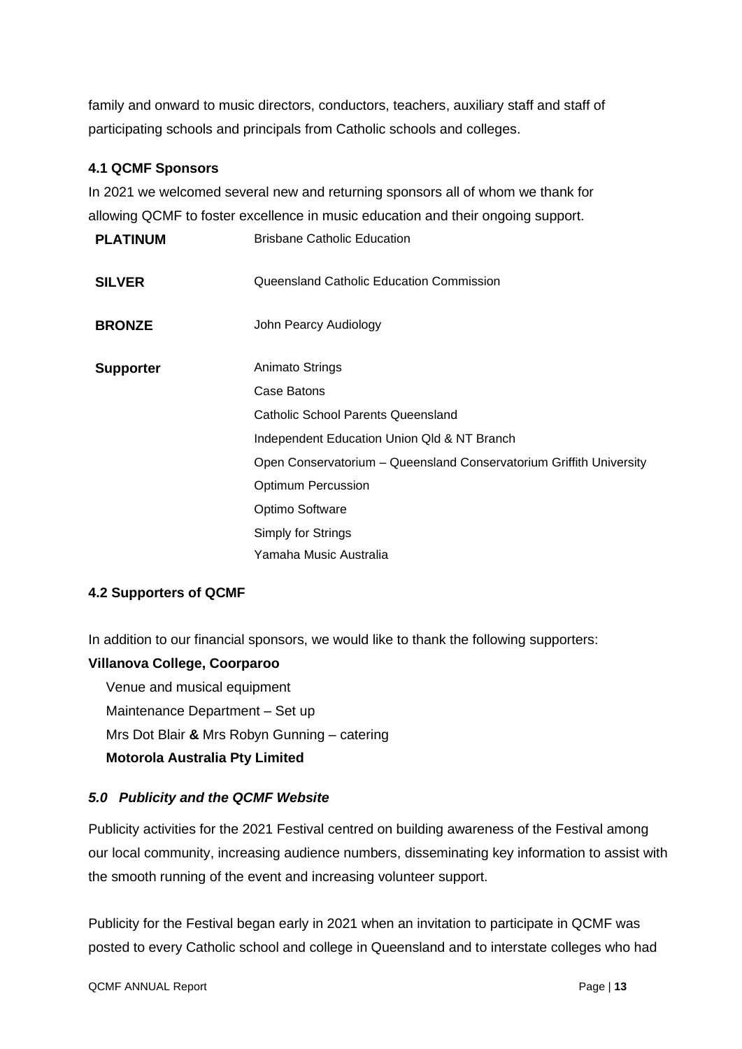family and onward to music directors, conductors, teachers, auxiliary staff and staff of participating schools and principals from Catholic schools and colleges.

### 4.1 QCMF Sponsors

In 2021 we welcomed several new and returning sponsors all of whom we thank for allowing QCMF to foster excellence in music education and their ongoing support.

| | |
|---|---|
| **PLATINUM** | Brisbane Catholic Education |
| **SILVER** | Queensland Catholic Education Commission |
| **BRONZE** | John Pearcy Audiology |
| **Supporter** | Animato Strings |
| | Case Batons |
| | Catholic School Parents Queensland |
| | Independent Education Union Qld & NT Branch |
| | Open Conservatorium – Queensland Conservatorium Griffith University |
| | Optimum Percussion |
| | Optimo Software |
| | Simply for Strings |
| | Yamaha Music Australia |

### 4.2 Supporters of QCMF

In addition to our financial sponsors, we would like to thank the following supporters:

**Villanova College, Coorparoo**

Venue and musical equipment
Maintenance Department – Set up
Mrs Dot Blair **&** Mrs Robyn Gunning – catering
**Motorola Australia Pty Limited**

### *5.0 Publicity and the QCMF Website*

Publicity activities for the 2021 Festival centred on building awareness of the Festival among our local community, increasing audience numbers, disseminating key information to assist with the smooth running of the event and increasing volunteer support.

Publicity for the Festival began early in 2021 when an invitation to participate in QCMF was posted to every Catholic school and college in Queensland and to interstate colleges who had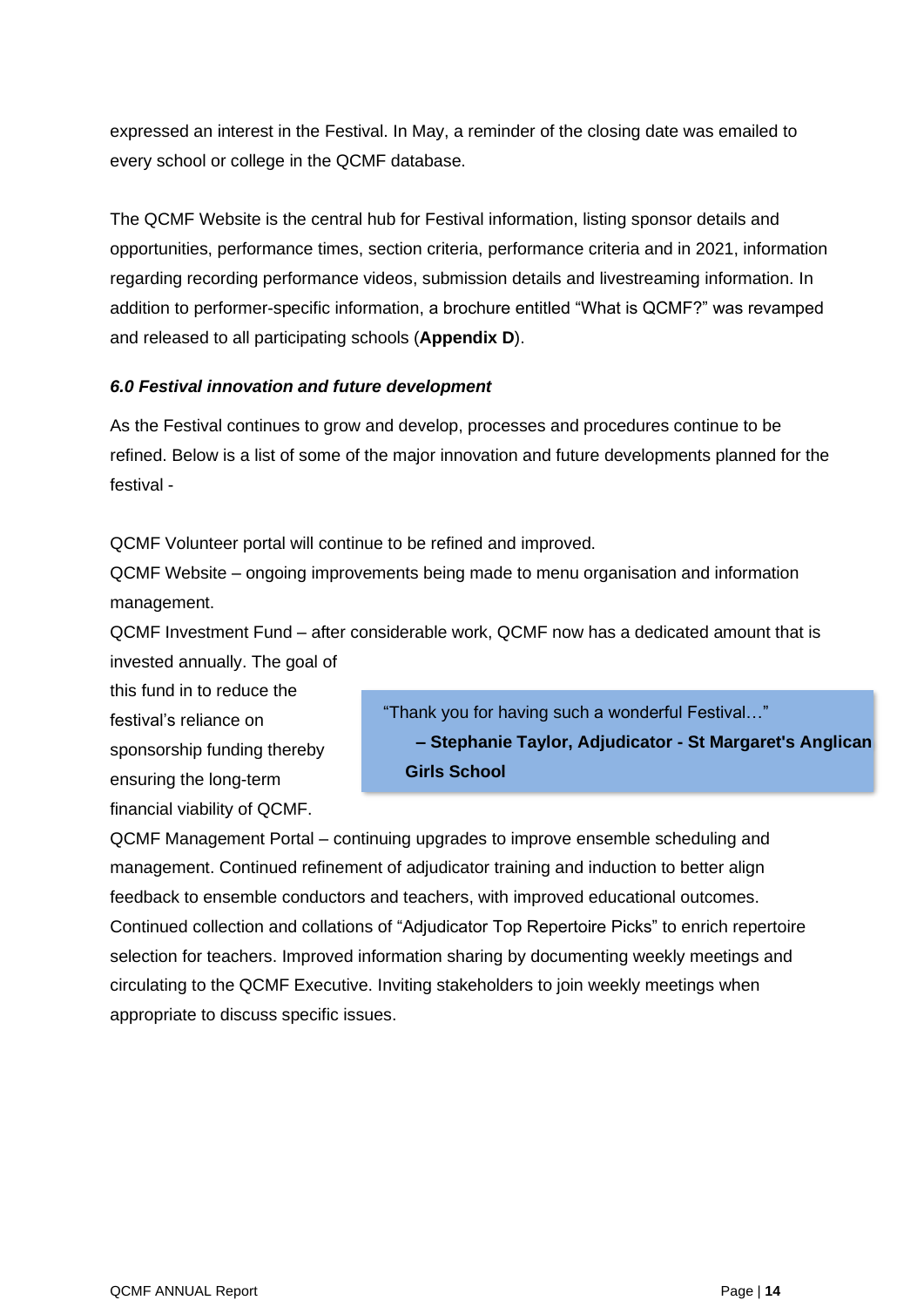expressed an interest in the Festival. In May, a reminder of the closing date was emailed to every school or college in the QCMF database.

The QCMF Website is the central hub for Festival information, listing sponsor details and opportunities, performance times, section criteria, performance criteria and in 2021, information regarding recording performance videos, submission details and livestreaming information. In addition to performer-specific information, a brochure entitled "What is QCMF?" was revamped and released to all participating schools (**Appendix D**).

### *6.0 Festival innovation and future development*

As the Festival continues to grow and develop, processes and procedures continue to be refined. Below is a list of some of the major innovation and future developments planned for the festival -

QCMF Volunteer portal will continue to be refined and improved.
QCMF Website – ongoing improvements being made to menu organisation and information management.
QCMF Investment Fund – after considerable work, QCMF now has a dedicated amount that is invested annually. The goal of this fund in to reduce the festival's reliance on sponsorship funding thereby ensuring the long-term financial viability of QCMF.

> "Thank you for having such a wonderful Festival…"
> **– Stephanie Taylor, Adjudicator - St Margaret's Anglican Girls School**

QCMF Management Portal – continuing upgrades to improve ensemble scheduling and management. Continued refinement of adjudicator training and induction to better align feedback to ensemble conductors and teachers, with improved educational outcomes. Continued collection and collations of "Adjudicator Top Repertoire Picks" to enrich repertoire selection for teachers. Improved information sharing by documenting weekly meetings and circulating to the QCMF Executive. Inviting stakeholders to join weekly meetings when appropriate to discuss specific issues.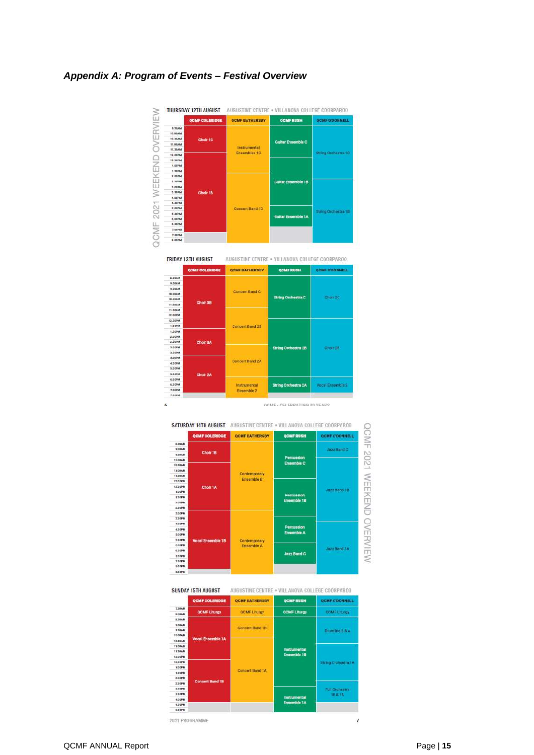## *Appendix A: Program of Events – Festival Overview*

QCMF 2021 WEEKEND OVERVIEW

**THURSDAY 12TH AUGUST** AUGUSTINE CENTRE • VILLANOVA COLLEGE COORPAROO

| QCMF COLERIDGE | QCMF BATHERSBY | QCMF RUSH | QCMF O'DONNELL |
|---|---|---|---|
| Choir 1C | Instrumental Ensembles 1C | Guitar Ensemble C | String Orchestra 1C |
| Choir 1B | Concert Band 1C | Guitar Ensemble 1B | String Orchestra 1B |
| | | Guitar Ensemble 1A | |

**FRIDAY 13TH AUGUST** AUGUSTINE CENTRE • VILLANOVA COLLEGE COORPAROO

| QCMF COLERIDGE | QCMF BATHERSBY | QCMF RUSH | QCMF O'DONNELL |
|---|---|---|---|
| Choir 3B | Concert Band C | String Orchestra C | Choir 2C |
| Choir 3A | Concert Band 2B | String Orchestra 2B | Choir 2B |
| Choir 2A | Concert Band 2A | | |
| | Instrumental Ensemble 2 | String Orchestra 2A | Vocal Ensemble 2 |

QCMF - CELEBRATING 30 YEARS

**SATURDAY 14TH AUGUST** AUGUSTINE CENTRE • VILLANOVA COLLEGE COORPAROO

| QCMF COLERIDGE | QCMF BATHERSBY | QCMF RUSH | QCMF O'DONNELL |
|---|---|---|---|
| Choir 1B | Contemporary Ensemble B | Percussion Ensemble C | Jazz Band C |
| Choir 1A | | Percussion Ensemble 1B | Jazz Band 1B |
| Vocal Ensemble 1B | Contemporary Ensemble A | Percussion Ensemble A | Jazz Band 1A |
| | | Jazz Band C | |

**SUNDAY 15TH AUGUST** AUGUSTINE CENTRE • VILLANOVA COLLEGE COORPAROO

| QCMF COLERIDGE | QCMF BATHERSBY | QCMF RUSH | QCMF O'DONNELL |
|---|---|---|---|
| QCMF Liturgy | QCMF Liturgy | QCMF Liturgy | QCMF Liturgy |
| Vocal Ensemble 1A | Concert Band 1B | Instrumental Ensemble 1B | Drumline B & A |
| Concert Band 1B | Concert Band 1A | | String Orchestra 1A |
| | | Instrumental Ensemble 1A | Full Orchestra 1B & 1A |

2021 PROGRAMME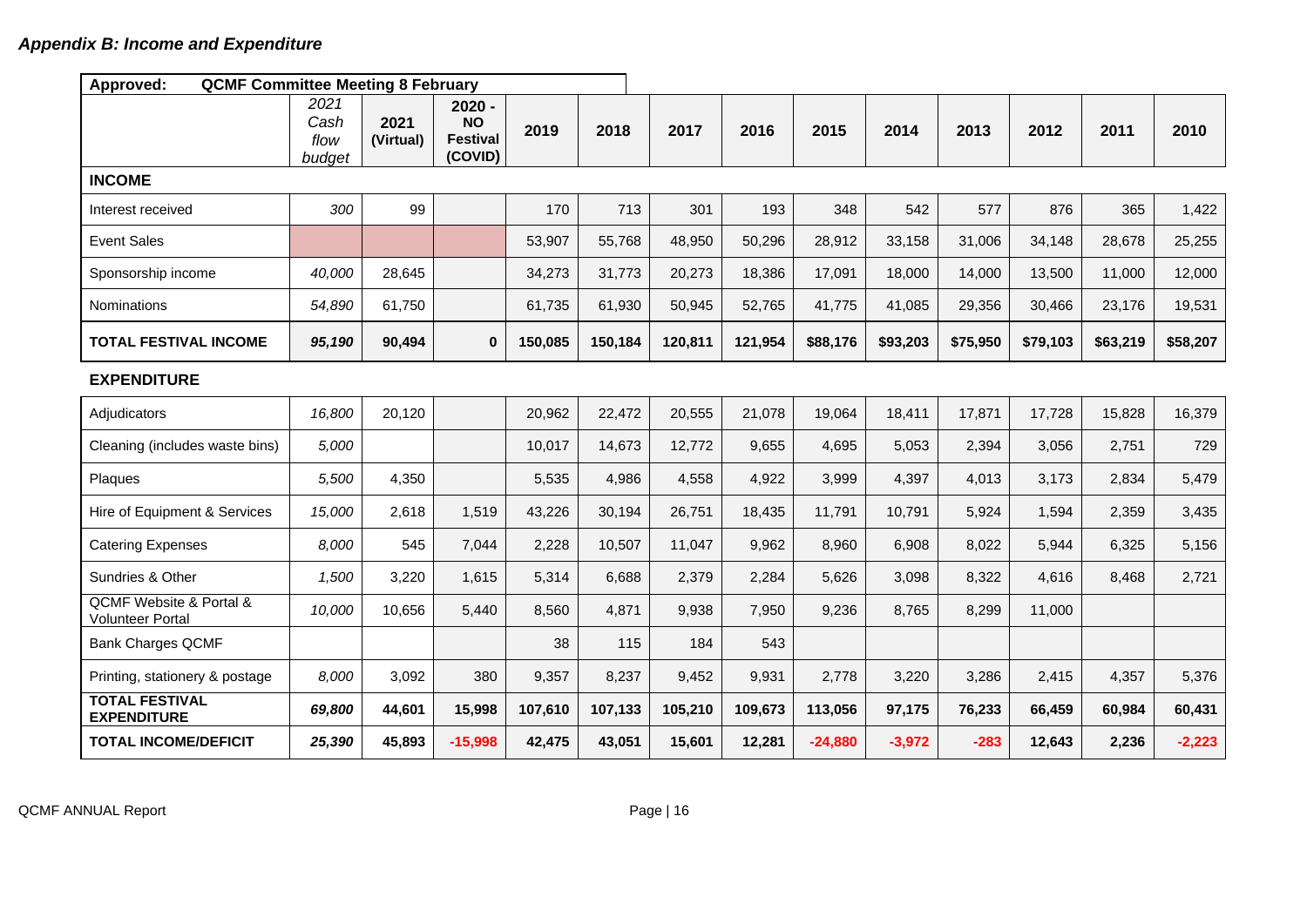## *Appendix B: Income and Expenditure*

| **Approved: QCMF Committee Meeting 8 February** | | | | | | | | | | | | | |
|---|---|---|---|---|---|---|---|---|---|---|---|---|---|
| | *2021 Cash flow budget* | **2021 (Virtual)** | **2020 - NO Festival (COVID)** | **2019** | **2018** | **2017** | **2016** | **2015** | **2014** | **2013** | **2012** | **2011** | **2010** |
| **INCOME** | | | | | | | | | | | | | |
| Interest received | *300* | 99 | | 170 | 713 | 301 | 193 | 348 | 542 | 577 | 876 | 365 | 1,422 |
| Event Sales | | | | 53,907 | 55,768 | 48,950 | 50,296 | 28,912 | 33,158 | 31,006 | 34,148 | 28,678 | 25,255 |
| Sponsorship income | *40,000* | 28,645 | | 34,273 | 31,773 | 20,273 | 18,386 | 17,091 | 18,000 | 14,000 | 13,500 | 11,000 | 12,000 |
| Nominations | *54,890* | 61,750 | | 61,735 | 61,930 | 50,945 | 52,765 | 41,775 | 41,085 | 29,356 | 30,466 | 23,176 | 19,531 |
| **TOTAL FESTIVAL INCOME** | ***95,190*** | **90,494** | **0** | **150,085** | **150,184** | **120,811** | **121,954** | **$88,176** | **$93,203** | **$75,950** | **$79,103** | **$63,219** | **$58,207** |
| **EXPENDITURE** | | | | | | | | | | | | | |
| Adjudicators | *16,800* | 20,120 | | 20,962 | 22,472 | 20,555 | 21,078 | 19,064 | 18,411 | 17,871 | 17,728 | 15,828 | 16,379 |
| Cleaning (includes waste bins) | *5,000* | | | 10,017 | 14,673 | 12,772 | 9,655 | 4,695 | 5,053 | 2,394 | 3,056 | 2,751 | 729 |
| Plaques | *5,500* | 4,350 | | 5,535 | 4,986 | 4,558 | 4,922 | 3,999 | 4,397 | 4,013 | 3,173 | 2,834 | 5,479 |
| Hire of Equipment & Services | *15,000* | 2,618 | 1,519 | 43,226 | 30,194 | 26,751 | 18,435 | 11,791 | 10,791 | 5,924 | 1,594 | 2,359 | 3,435 |
| Catering Expenses | *8,000* | 545 | 7,044 | 2,228 | 10,507 | 11,047 | 9,962 | 8,960 | 6,908 | 8,022 | 5,944 | 6,325 | 5,156 |
| Sundries & Other | *1,500* | 3,220 | 1,615 | 5,314 | 6,688 | 2,379 | 2,284 | 5,626 | 3,098 | 8,322 | 4,616 | 8,468 | 2,721 |
| QCMF Website & Portal & Volunteer Portal | *10,000* | 10,656 | 5,440 | 8,560 | 4,871 | 9,938 | 7,950 | 9,236 | 8,765 | 8,299 | 11,000 | | |
| Bank Charges QCMF | | | | 38 | 115 | 184 | 543 | | | | | | |
| Printing, stationery & postage | *8,000* | 3,092 | 380 | 9,357 | 8,237 | 9,452 | 9,931 | 2,778 | 3,220 | 3,286 | 2,415 | 4,357 | 5,376 |
| **TOTAL FESTIVAL EXPENDITURE** | ***69,800*** | **44,601** | **15,998** | **107,610** | **107,133** | **105,210** | **109,673** | **113,056** | **97,175** | **76,233** | **66,459** | **60,984** | **60,431** |
| **TOTAL INCOME/DEFICIT** | ***25,390*** | **45,893** | **-15,998** | **42,475** | **43,051** | **15,601** | **12,281** | **-24,880** | **-3,972** | **-283** | **12,643** | **2,236** | **-2,223** |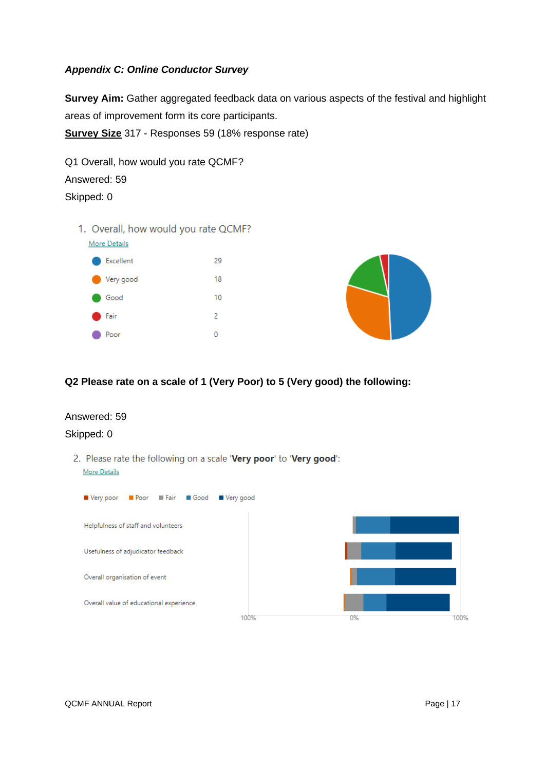*Appendix C: Online Conductor Survey*

**Survey Aim:** Gather aggregated feedback data on various aspects of the festival and highlight areas of improvement form its core participants.

**Survey Size** 317 - Responses 59 (18% response rate)

Q1 Overall, how would you rate QCMF?

Answered: 59

Skipped: 0

1. Overall, how would you rate QCMF?

More Details

| Rating | Count |
|---|---|
| Excellent | 29 |
| Very good | 18 |
| Good | 10 |
| Fair | 2 |
| Poor | 0 |

**Q2 Please rate on a scale of 1 (Very Poor) to 5 (Very good) the following:**

Answered: 59

Skipped: 0

2. Please rate the following on a scale '**Very poor**' to '**Very good**':

More Details

Very poor | Poor | Fair | Good | Very good

- Helpfulness of staff and volunteers
- Usefulness of adjudicator feedback
- Overall organisation of event
- Overall value of educational experience

100% 0% 100%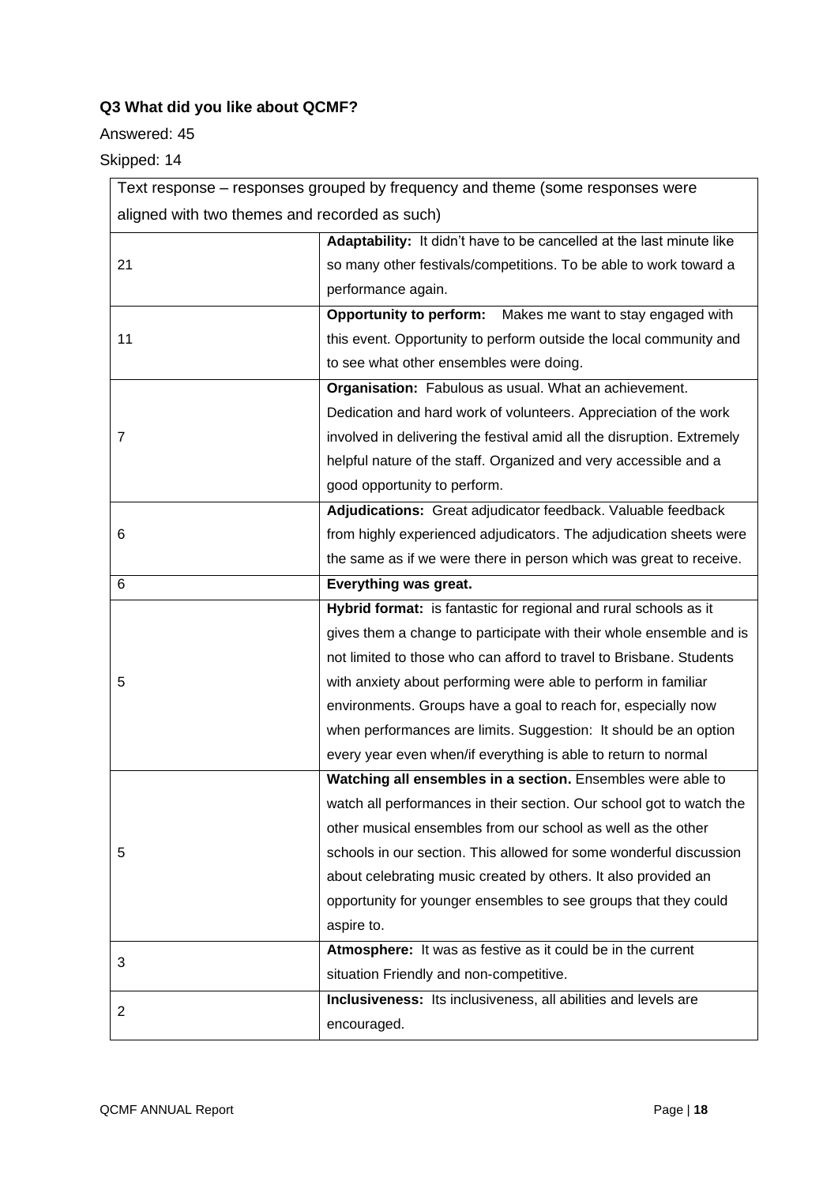**Q3 What did you like about QCMF?**

Answered: 45

Skipped: 14

| Text response – responses grouped by frequency and theme (some responses were aligned with two themes and recorded as such) | |
|---|---|
| 21 | **Adaptability:** It didn't have to be cancelled at the last minute like so many other festivals/competitions. To be able to work toward a performance again. |
| 11 | **Opportunity to perform:** Makes me want to stay engaged with this event. Opportunity to perform outside the local community and to see what other ensembles were doing. |
| 7 | **Organisation:** Fabulous as usual. What an achievement. Dedication and hard work of volunteers. Appreciation of the work involved in delivering the festival amid all the disruption. Extremely helpful nature of the staff. Organized and very accessible and a good opportunity to perform. |
| 6 | **Adjudications:** Great adjudicator feedback. Valuable feedback from highly experienced adjudicators. The adjudication sheets were the same as if we were there in person which was great to receive. |
| 6 | **Everything was great.** |
| 5 | **Hybrid format:** is fantastic for regional and rural schools as it gives them a change to participate with their whole ensemble and is not limited to those who can afford to travel to Brisbane. Students with anxiety about performing were able to perform in familiar environments. Groups have a goal to reach for, especially now when performances are limits. Suggestion: It should be an option every year even when/if everything is able to return to normal |
| 5 | **Watching all ensembles in a section.** Ensembles were able to watch all performances in their section. Our school got to watch the other musical ensembles from our school as well as the other schools in our section. This allowed for some wonderful discussion about celebrating music created by others. It also provided an opportunity for younger ensembles to see groups that they could aspire to. |
| 3 | **Atmosphere:** It was as festive as it could be in the current situation Friendly and non-competitive. |
| 2 | **Inclusiveness:** Its inclusiveness, all abilities and levels are encouraged. |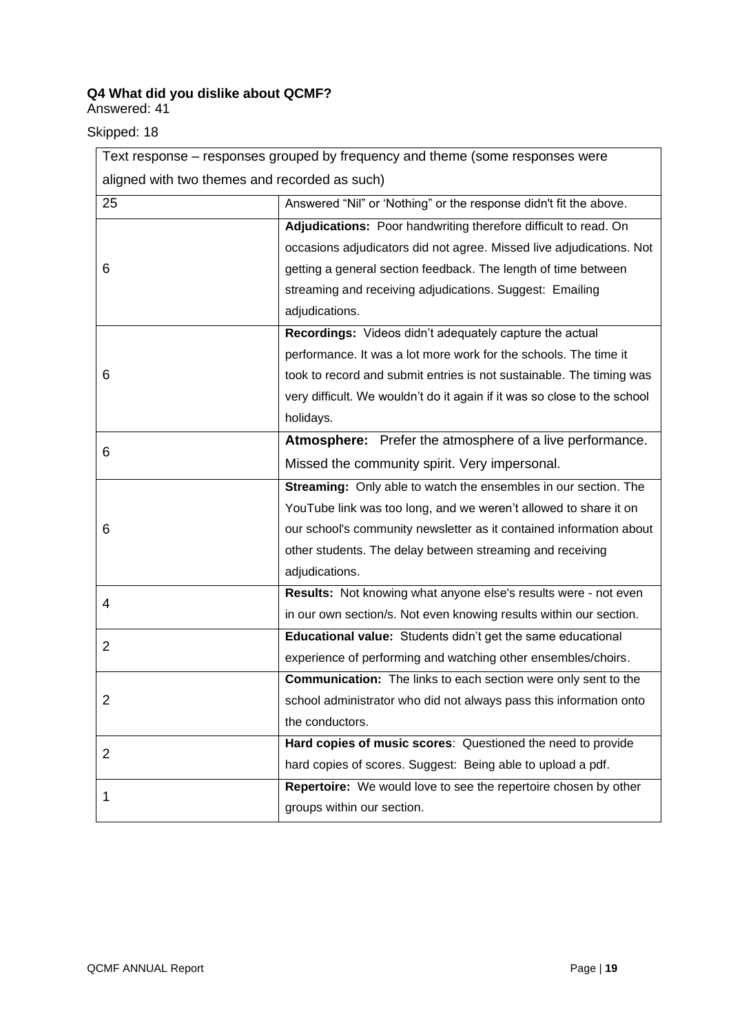**Q4 What did you dislike about QCMF?**
Answered: 41

Skipped: 18

| Text response – responses grouped by frequency and theme (some responses were aligned with two themes and recorded as such) | |
|---|---|
| 25 | Answered "Nil" or 'Nothing" or the response didn't fit the above. |
| 6 | **Adjudications:** Poor handwriting therefore difficult to read. On occasions adjudicators did not agree. Missed live adjudications. Not getting a general section feedback. The length of time between streaming and receiving adjudications. Suggest: Emailing adjudications. |
| 6 | **Recordings:** Videos didn't adequately capture the actual performance. It was a lot more work for the schools. The time it took to record and submit entries is not sustainable. The timing was very difficult. We wouldn't do it again if it was so close to the school holidays. |
| 6 | **Atmosphere:** Prefer the atmosphere of a live performance. Missed the community spirit. Very impersonal. |
| 6 | **Streaming:** Only able to watch the ensembles in our section. The YouTube link was too long, and we weren't allowed to share it on our school's community newsletter as it contained information about other students. The delay between streaming and receiving adjudications. |
| 4 | **Results:** Not knowing what anyone else's results were - not even in our own section/s. Not even knowing results within our section. |
| 2 | **Educational value:** Students didn't get the same educational experience of performing and watching other ensembles/choirs. |
| 2 | **Communication:** The links to each section were only sent to the school administrator who did not always pass this information onto the conductors. |
| 2 | **Hard copies of music scores**: Questioned the need to provide hard copies of scores. Suggest: Being able to upload a pdf. |
| 1 | **Repertoire:** We would love to see the repertoire chosen by other groups within our section. |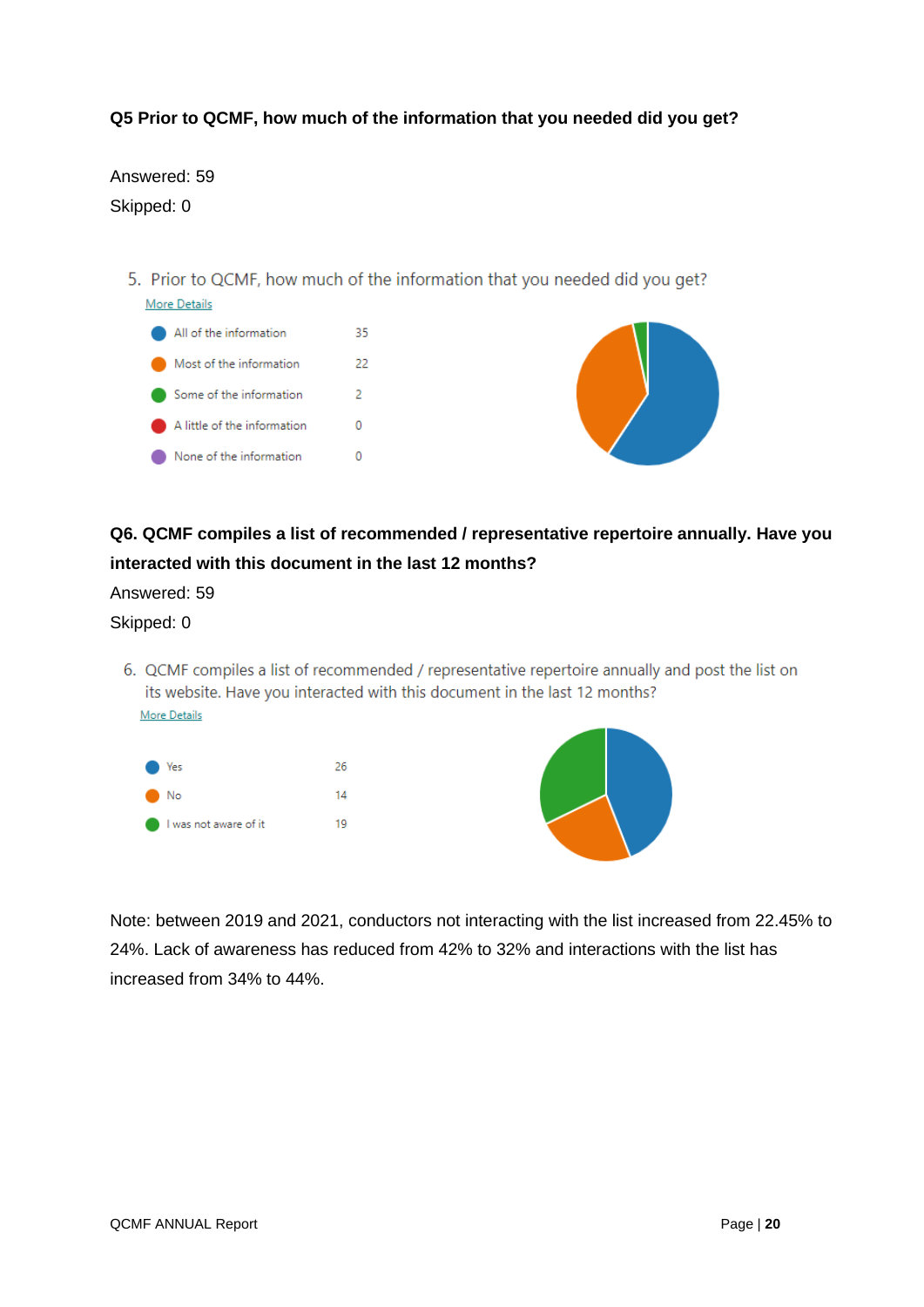**Q5 Prior to QCMF, how much of the information that you needed did you get?**

Answered: 59

Skipped: 0

5. Prior to QCMF, how much of the information that you needed did you get?

More Details

| Response | Count |
| --- | --- |
| All of the information | 35 |
| Most of the information | 22 |
| Some of the information | 2 |
| A little of the information | 0 |
| None of the information | 0 |

**Q6. QCMF compiles a list of recommended / representative repertoire annually. Have you interacted with this document in the last 12 months?**

Answered: 59

Skipped: 0

6. QCMF compiles a list of recommended / representative repertoire annually and post the list on its website. Have you interacted with this document in the last 12 months?

More Details

| Response | Count |
| --- | --- |
| Yes | 26 |
| No | 14 |
| I was not aware of it | 19 |

Note: between 2019 and 2021, conductors not interacting with the list increased from 22.45% to 24%. Lack of awareness has reduced from 42% to 32% and interactions with the list has increased from 34% to 44%.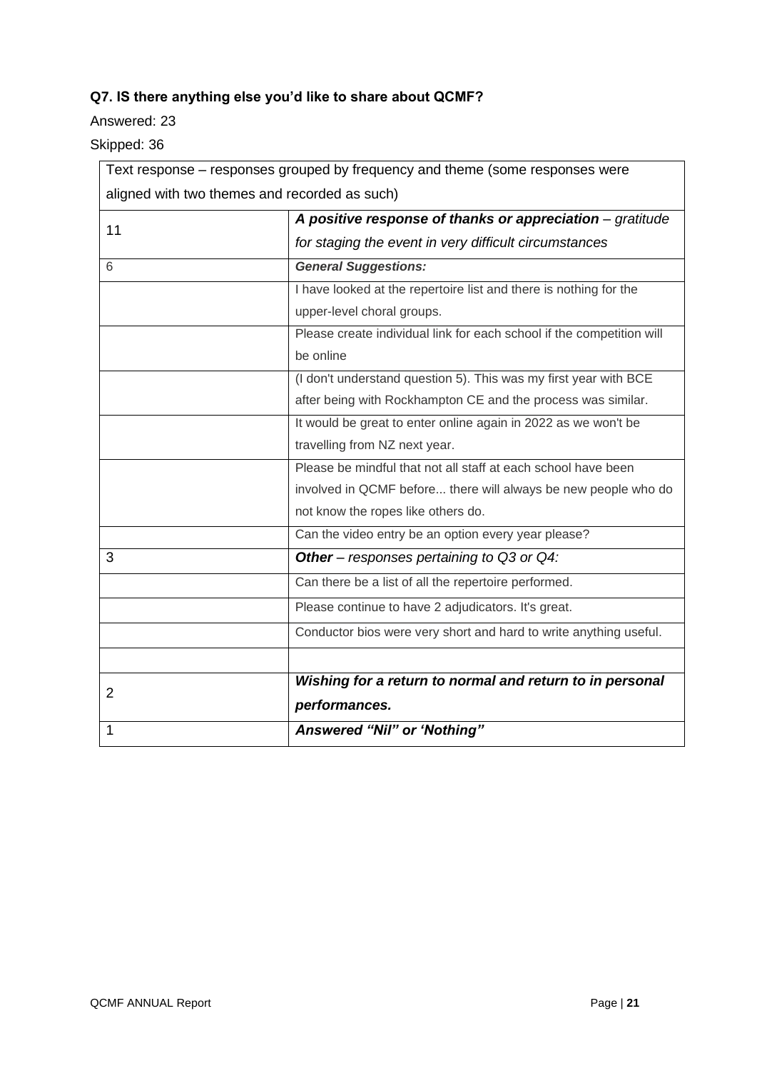### Q7. IS there anything else you'd like to share about QCMF?

Answered: 23

Skipped: 36

| Text response – responses grouped by frequency and theme (some responses were aligned with two themes and recorded as such) | |
|---|---|
| 11 | ***A positive response of thanks or appreciation*** – *gratitude for staging the event in very difficult circumstances* |
| 6 | ***General Suggestions:*** |
| | I have looked at the repertoire list and there is nothing for the upper-level choral groups. |
| | Please create individual link for each school if the competition will be online |
| | (I don't understand question 5). This was my first year with BCE after being with Rockhampton CE and the process was similar. |
| | It would be great to enter online again in 2022 as we won't be travelling from NZ next year. |
| | Please be mindful that not all staff at each school have been involved in QCMF before... there will always be new people who do not know the ropes like others do. |
| | Can the video entry be an option every year please? |
| 3 | ***Other*** – *responses pertaining to Q3 or Q4:* |
| | Can there be a list of all the repertoire performed. |
| | Please continue to have 2 adjudicators. It's great. |
| | Conductor bios were very short and hard to write anything useful. |
| | |
| 2 | ***Wishing for a return to normal and return to in personal performances.*** |
| 1 | ***Answered "Nil" or 'Nothing"*** |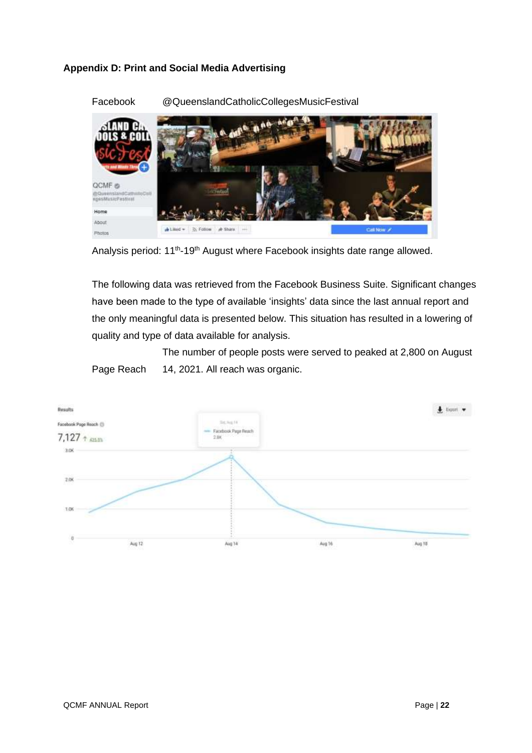### Appendix D: Print and Social Media Advertising

Facebook @QueenslandCatholicCollegesMusicFestival

Analysis period: 11th-19th August where Facebook insights date range allowed.

The following data was retrieved from the Facebook Business Suite. Significant changes have been made to the type of available 'insights' data since the last annual report and the only meaningful data is presented below. This situation has resulted in a lowering of quality and type of data available for analysis.

Page Reach The number of people posts were served to peaked at 2,800 on August 14, 2021. All reach was organic.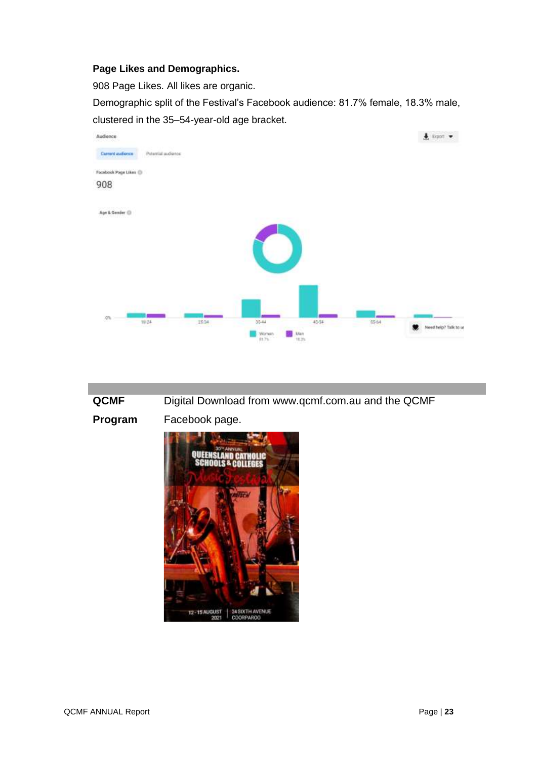**Page Likes and Demographics.**

908 Page Likes. All likes are organic.

Demographic split of the Festival's Facebook audience: 81.7% female, 18.3% male, clustered in the 35–54-year-old age bracket.

| **QCMF Program** | Digital Download from www.qcmf.com.au and the QCMF Facebook page. |
| --- | --- |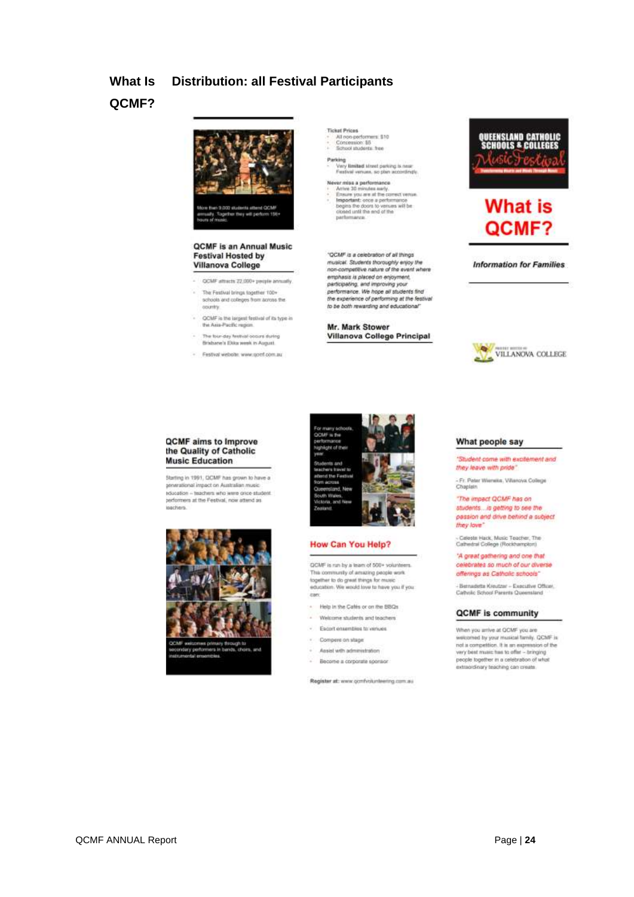**What Is QCMF?** **Distribution: all Festival Participants**

More than 9,000 students attend QCMF annually. Together they will perform 150+ hours of music.

### QCMF is an Annual Music Festival Hosted by Villanova College

- QCMF attracts 22,000+ people annually
- The Festival brings together 100+ schools and colleges from across the country
- QCMF is the largest festival of its type in the Asia-Pacific region
- The four-day festival occurs during Brisbane's Ekka week in August
- Festival website: www.qcmf.com.au

**Ticket Prices**

- All non-performers: $10
- Concession: $5
- School students: free

**Parking**

- Very **limited** street parking is near Festival venues, so plan accordingly.

**Never miss a performance**

- Arrive 30 minutes early.
- Ensure you are at the correct venue.
- **Important:** once a performance begins the doors to venues will be closed until the end of the performance.

*"QCMF is a celebration of all things musical. Students thoroughly enjoy the non-competitive nature of the event where emphasis is placed on enjoyment, participating, and improving your performance. We hope all students find the experience of performing at the festival to be both rewarding and educational"*

**Mr. Mark Stower**
**Villanova College Principal**

QUEENSLAND CATHOLIC SCHOOLS & COLLEGES Music Festival

## What is QCMF?

*Information for Families*

VILLANOVA COLLEGE

### QCMF aims to Improve the Quality of Catholic Music Education

Starting in 1991, QCMF has grown to have a generational impact on Australian music education – teachers who were once student performers at the Festival, now attend as teachers.

QCMF welcomes primary through to secondary performers in bands, choirs, and instrumental ensembles.

For many schools, QCMF is the performance highlight of their year.

Students and teachers travel to attend the Festival from across Queensland, New South Wales, Victoria, and New Zealand.

### How Can You Help?

QCMF is run by a team of 500+ volunteers. This community of amazing people work together to do great things for music education. We would love to have you if you can:

- Help in the Cafés or on the BBQs
- Welcome students and teachers
- Escort ensembles to venues
- Compere on stage
- Assist with administration
- Become a corporate sponsor

**Register at:** www.qcmfvolunteering.com.au

### What people say

*"Student come with excitement and they leave with pride"*

- Fr. Peter Wieneke, Villanova College Chaplain

*"The impact QCMF has on students…is getting to see the passion and drive behind a subject they love"*

- Celeste Hack, Music Teacher, The Cathedral College (Rockhampton)

*"A great gathering and one that celebrates so much of our diverse offerings as Catholic schools"*

- Bernadette Kreutzer – Executive Officer, Catholic School Parents Queensland

### QCMF is community

When you arrive at QCMF you are welcomed by your musical family. QCMF is not a competition. It is an expression of the very best music has to offer – bringing people together in a celebration of what extraordinary teaching can create.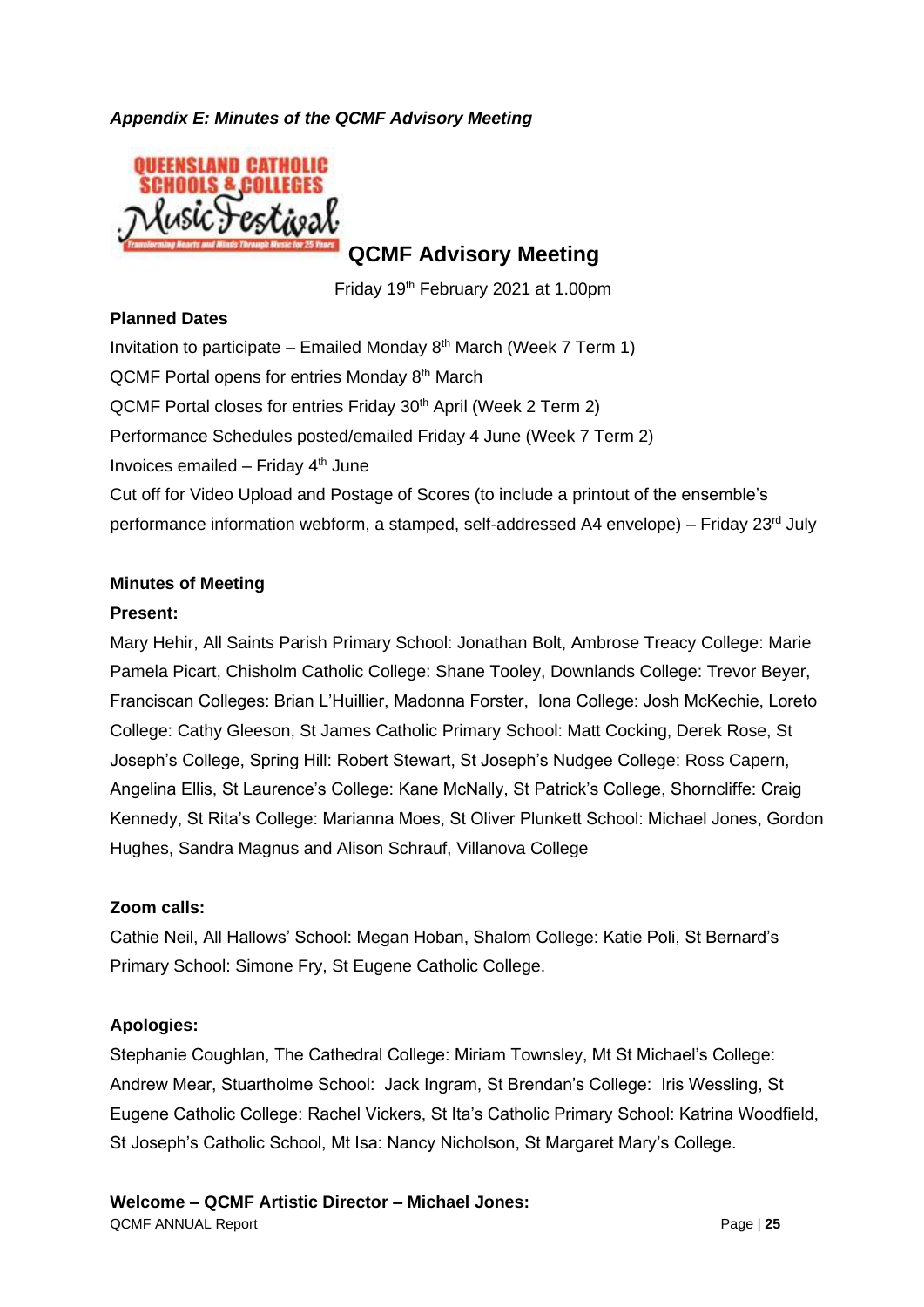*Appendix E: Minutes of the QCMF Advisory Meeting*

## QCMF Advisory Meeting

Friday 19th February 2021 at 1.00pm

**Planned Dates**

Invitation to participate – Emailed Monday 8th March (Week 7 Term 1)

QCMF Portal opens for entries Monday 8th March

QCMF Portal closes for entries Friday 30th April (Week 2 Term 2)

Performance Schedules posted/emailed Friday 4 June (Week 7 Term 2)

Invoices emailed – Friday 4th June

Cut off for Video Upload and Postage of Scores (to include a printout of the ensemble's performance information webform, a stamped, self-addressed A4 envelope) – Friday 23rd July

**Minutes of Meeting**

**Present:**

Mary Hehir, All Saints Parish Primary School: Jonathan Bolt, Ambrose Treacy College: Marie Pamela Picart, Chisholm Catholic College: Shane Tooley, Downlands College: Trevor Beyer, Franciscan Colleges: Brian L'Huillier, Madonna Forster, Iona College: Josh McKechie, Loreto College: Cathy Gleeson, St James Catholic Primary School: Matt Cocking, Derek Rose, St Joseph's College, Spring Hill: Robert Stewart, St Joseph's Nudgee College: Ross Capern, Angelina Ellis, St Laurence's College: Kane McNally, St Patrick's College, Shorncliffe: Craig Kennedy, St Rita's College: Marianna Moes, St Oliver Plunkett School: Michael Jones, Gordon Hughes, Sandra Magnus and Alison Schrauf, Villanova College

**Zoom calls:**

Cathie Neil, All Hallows' School: Megan Hoban, Shalom College: Katie Poli, St Bernard's Primary School: Simone Fry, St Eugene Catholic College.

**Apologies:**

Stephanie Coughlan, The Cathedral College: Miriam Townsley, Mt St Michael's College: Andrew Mear, Stuartholme School: Jack Ingram, St Brendan's College: Iris Wessling, St Eugene Catholic College: Rachel Vickers, St Ita's Catholic Primary School: Katrina Woodfield, St Joseph's Catholic School, Mt Isa: Nancy Nicholson, St Margaret Mary's College.

**Welcome – QCMF Artistic Director – Michael Jones:**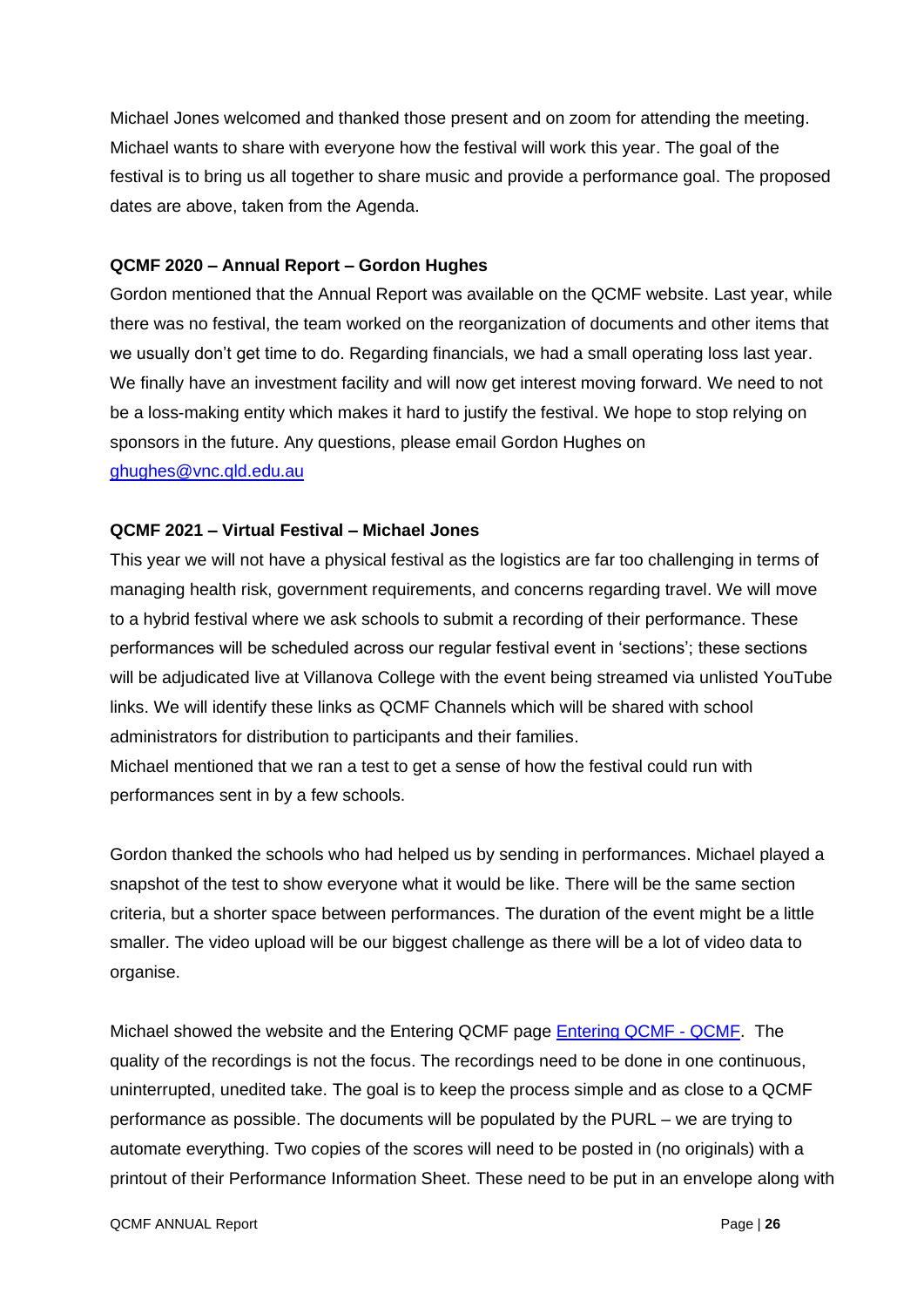Michael Jones welcomed and thanked those present and on zoom for attending the meeting. Michael wants to share with everyone how the festival will work this year. The goal of the festival is to bring us all together to share music and provide a performance goal. The proposed dates are above, taken from the Agenda.

**QCMF 2020 – Annual Report – Gordon Hughes**

Gordon mentioned that the Annual Report was available on the QCMF website. Last year, while there was no festival, the team worked on the reorganization of documents and other items that we usually don't get time to do. Regarding financials, we had a small operating loss last year. We finally have an investment facility and will now get interest moving forward. We need to not be a loss-making entity which makes it hard to justify the festival. We hope to stop relying on sponsors in the future. Any questions, please email Gordon Hughes on [ghughes@vnc.qld.edu.au](mailto:ghughes@vnc.qld.edu.au)

**QCMF 2021 – Virtual Festival – Michael Jones**

This year we will not have a physical festival as the logistics are far too challenging in terms of managing health risk, government requirements, and concerns regarding travel. We will move to a hybrid festival where we ask schools to submit a recording of their performance. These performances will be scheduled across our regular festival event in 'sections'; these sections will be adjudicated live at Villanova College with the event being streamed via unlisted YouTube links. We will identify these links as QCMF Channels which will be shared with school administrators for distribution to participants and their families.

Michael mentioned that we ran a test to get a sense of how the festival could run with performances sent in by a few schools.

Gordon thanked the schools who had helped us by sending in performances. Michael played a snapshot of the test to show everyone what it would be like. There will be the same section criteria, but a shorter space between performances. The duration of the event might be a little smaller. The video upload will be our biggest challenge as there will be a lot of video data to organise.

Michael showed the website and the Entering QCMF page [Entering QCMF - QCMF](). The quality of the recordings is not the focus. The recordings need to be done in one continuous, uninterrupted, unedited take. The goal is to keep the process simple and as close to a QCMF performance as possible. The documents will be populated by the PURL – we are trying to automate everything. Two copies of the scores will need to be posted in (no originals) with a printout of their Performance Information Sheet. These need to be put in an envelope along with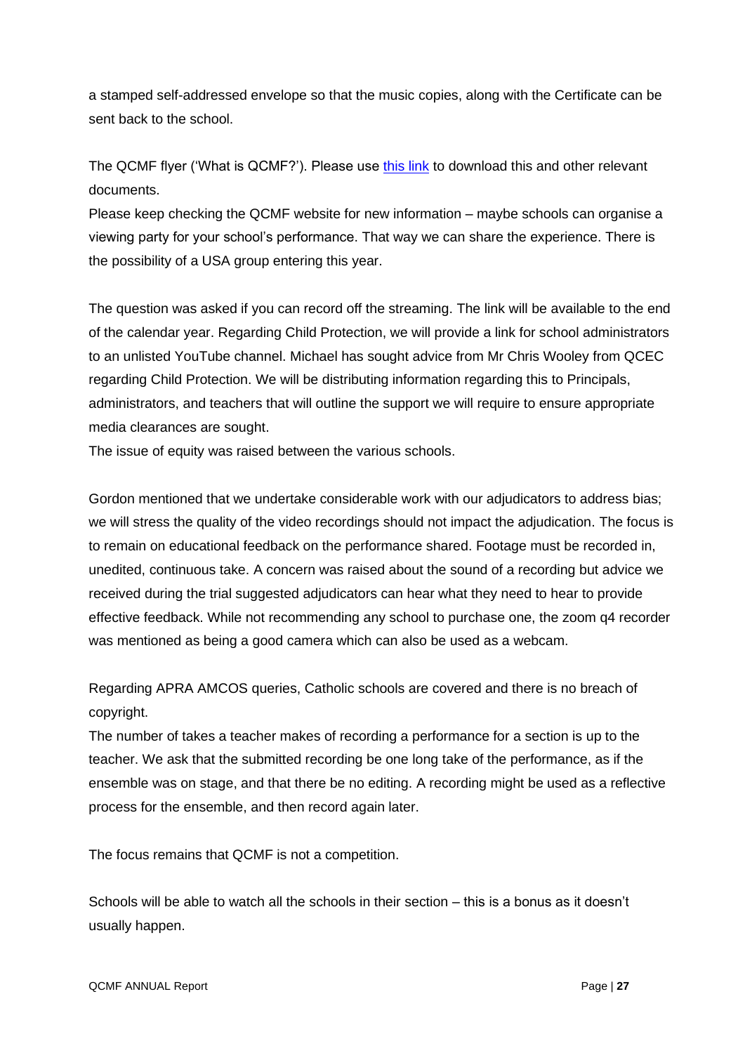a stamped self-addressed envelope so that the music copies, along with the Certificate can be sent back to the school.

The QCMF flyer ('What is QCMF?'). Please use this link to download this and other relevant documents.
Please keep checking the QCMF website for new information – maybe schools can organise a viewing party for your school's performance. That way we can share the experience. There is the possibility of a USA group entering this year.

The question was asked if you can record off the streaming. The link will be available to the end of the calendar year. Regarding Child Protection, we will provide a link for school administrators to an unlisted YouTube channel. Michael has sought advice from Mr Chris Wooley from QCEC regarding Child Protection. We will be distributing information regarding this to Principals, administrators, and teachers that will outline the support we will require to ensure appropriate media clearances are sought.
The issue of equity was raised between the various schools.

Gordon mentioned that we undertake considerable work with our adjudicators to address bias; we will stress the quality of the video recordings should not impact the adjudication. The focus is to remain on educational feedback on the performance shared. Footage must be recorded in, unedited, continuous take. A concern was raised about the sound of a recording but advice we received during the trial suggested adjudicators can hear what they need to hear to provide effective feedback. While not recommending any school to purchase one, the zoom q4 recorder was mentioned as being a good camera which can also be used as a webcam.

Regarding APRA AMCOS queries, Catholic schools are covered and there is no breach of copyright.
The number of takes a teacher makes of recording a performance for a section is up to the teacher. We ask that the submitted recording be one long take of the performance, as if the ensemble was on stage, and that there be no editing. A recording might be used as a reflective process for the ensemble, and then record again later.

The focus remains that QCMF is not a competition.

Schools will be able to watch all the schools in their section – this is a bonus as it doesn't usually happen.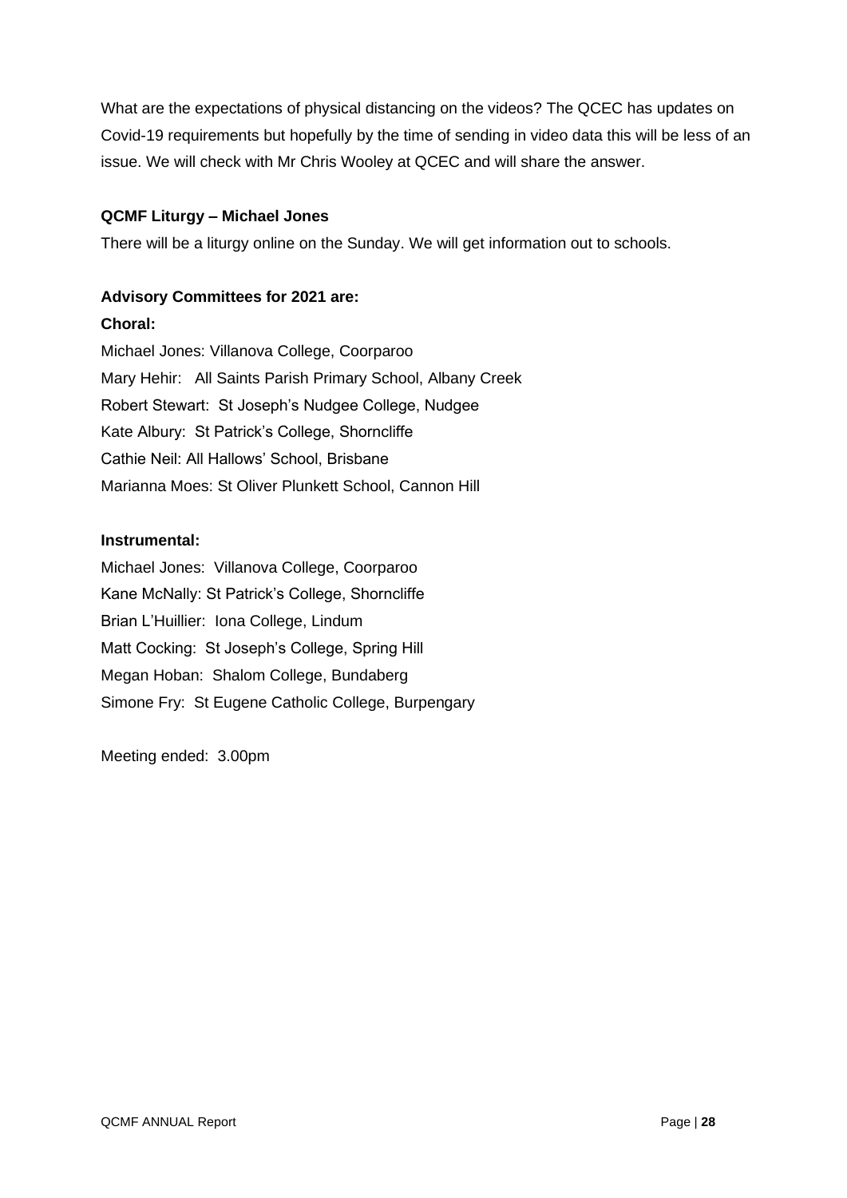What are the expectations of physical distancing on the videos? The QCEC has updates on Covid-19 requirements but hopefully by the time of sending in video data this will be less of an issue. We will check with Mr Chris Wooley at QCEC and will share the answer.

**QCMF Liturgy – Michael Jones**

There will be a liturgy online on the Sunday. We will get information out to schools.

**Advisory Committees for 2021 are:**

**Choral:**

Michael Jones: Villanova College, Coorparoo
Mary Hehir: All Saints Parish Primary School, Albany Creek
Robert Stewart: St Joseph's Nudgee College, Nudgee
Kate Albury: St Patrick's College, Shorncliffe
Cathie Neil: All Hallows' School, Brisbane
Marianna Moes: St Oliver Plunkett School, Cannon Hill

**Instrumental:**

Michael Jones: Villanova College, Coorparoo
Kane McNally: St Patrick's College, Shorncliffe
Brian L'Huillier: Iona College, Lindum
Matt Cocking: St Joseph's College, Spring Hill
Megan Hoban: Shalom College, Bundaberg
Simone Fry: St Eugene Catholic College, Burpengary

Meeting ended: 3.00pm